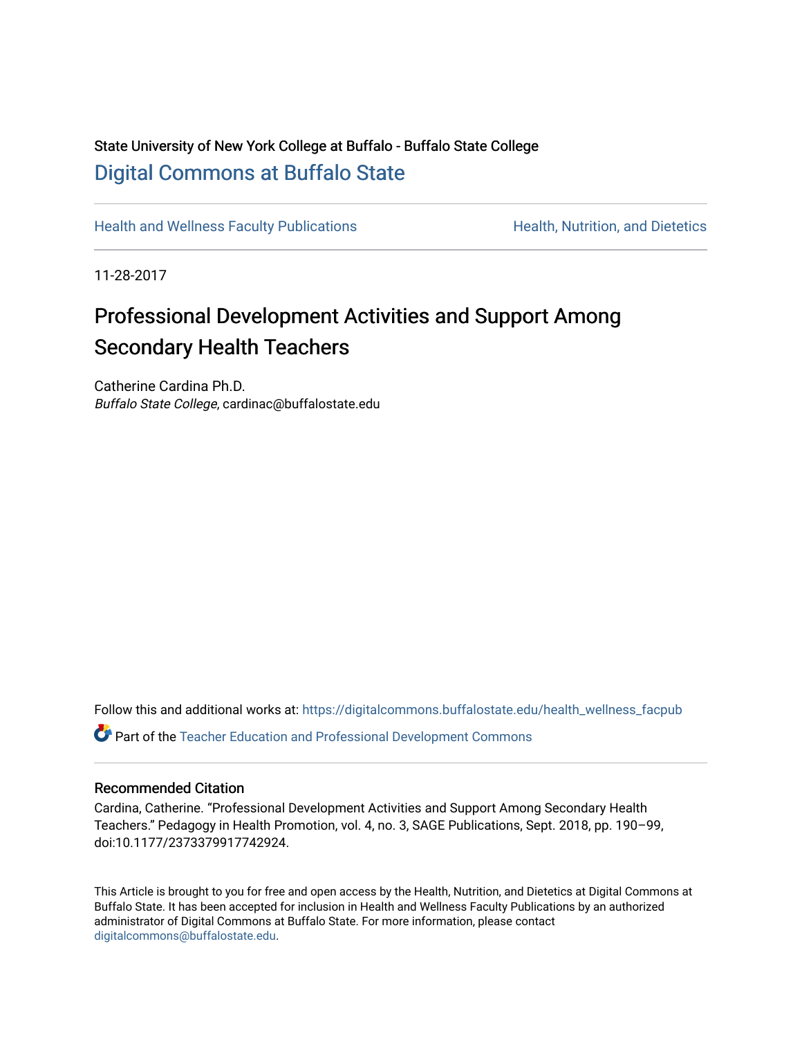State University of New York College at Buffalo - Buffalo State College

# Digital Commons at Buffalo State

Health and Wellness Faculty Publications | Health, Nutrition, and Dietetics

11-28-2017

# Professional Development Activities and Support Among Secondary Health Teachers

Catherine Cardina Ph.D.
*Buffalo State College*, cardinac@buffalostate.edu

Follow this and additional works at: https://digitalcommons.buffalostate.edu/health_wellness_facpub

Part of the Teacher Education and Professional Development Commons

## Recommended Citation

Cardina, Catherine. "Professional Development Activities and Support Among Secondary Health Teachers." Pedagogy in Health Promotion, vol. 4, no. 3, SAGE Publications, Sept. 2018, pp. 190–99, doi:10.1177/2373379917742924.

This Article is brought to you for free and open access by the Health, Nutrition, and Dietetics at Digital Commons at Buffalo State. It has been accepted for inclusion in Health and Wellness Faculty Publications by an authorized administrator of Digital Commons at Buffalo State. For more information, please contact digitalcommons@buffalostate.edu.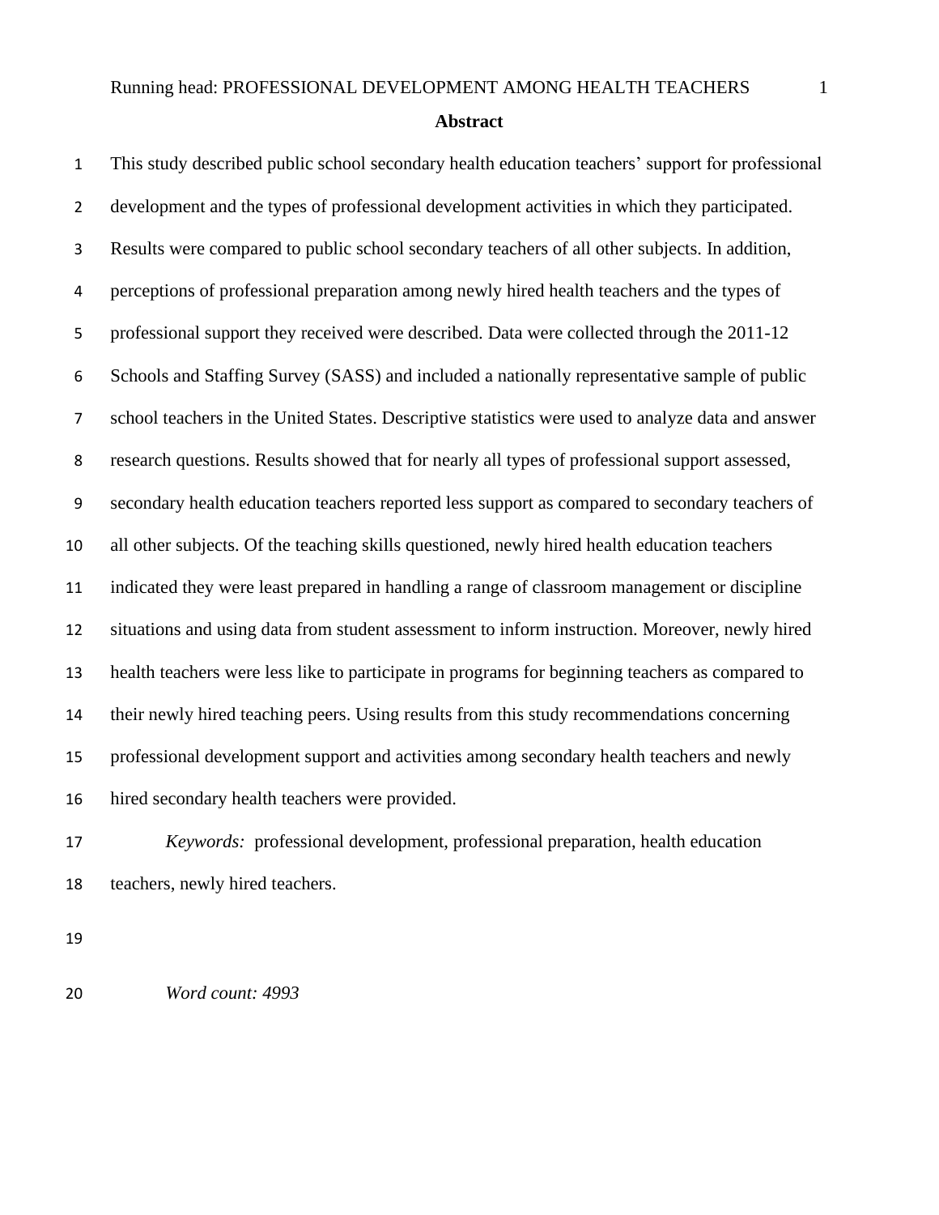**Abstract**

This study described public school secondary health education teachers' support for professional development and the types of professional development activities in which they participated. Results were compared to public school secondary teachers of all other subjects. In addition, perceptions of professional preparation among newly hired health teachers and the types of professional support they received were described. Data were collected through the 2011-12 Schools and Staffing Survey (SASS) and included a nationally representative sample of public school teachers in the United States. Descriptive statistics were used to analyze data and answer research questions. Results showed that for nearly all types of professional support assessed, secondary health education teachers reported less support as compared to secondary teachers of all other subjects. Of the teaching skills questioned, newly hired health education teachers indicated they were least prepared in handling a range of classroom management or discipline situations and using data from student assessment to inform instruction. Moreover, newly hired health teachers were less like to participate in programs for beginning teachers as compared to their newly hired teaching peers. Using results from this study recommendations concerning professional development support and activities among secondary health teachers and newly hired secondary health teachers were provided.

*Keywords:* professional development, professional preparation, health education teachers, newly hired teachers.

*Word count: 4993*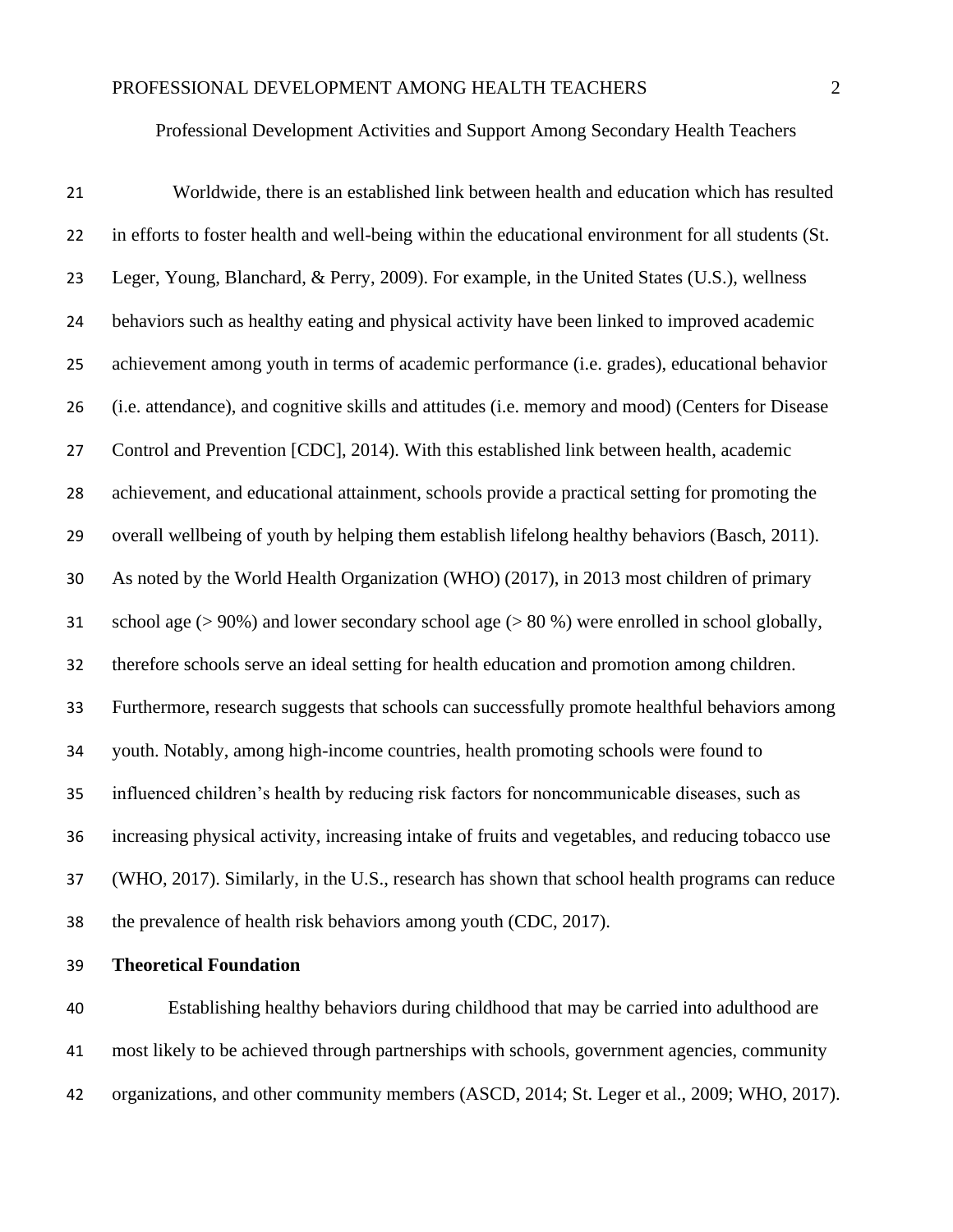Professional Development Activities and Support Among Secondary Health Teachers

Worldwide, there is an established link between health and education which has resulted in efforts to foster health and well-being within the educational environment for all students (St. Leger, Young, Blanchard, & Perry, 2009). For example, in the United States (U.S.), wellness behaviors such as healthy eating and physical activity have been linked to improved academic achievement among youth in terms of academic performance (i.e. grades), educational behavior (i.e. attendance), and cognitive skills and attitudes (i.e. memory and mood) (Centers for Disease Control and Prevention [CDC], 2014). With this established link between health, academic achievement, and educational attainment, schools provide a practical setting for promoting the overall wellbeing of youth by helping them establish lifelong healthy behaviors (Basch, 2011). As noted by the World Health Organization (WHO) (2017), in 2013 most children of primary school age (> 90%) and lower secondary school age (> 80 %) were enrolled in school globally, therefore schools serve an ideal setting for health education and promotion among children. Furthermore, research suggests that schools can successfully promote healthful behaviors among youth. Notably, among high-income countries, health promoting schools were found to influenced children's health by reducing risk factors for noncommunicable diseases, such as increasing physical activity, increasing intake of fruits and vegetables, and reducing tobacco use (WHO, 2017). Similarly, in the U.S., research has shown that school health programs can reduce the prevalence of health risk behaviors among youth (CDC, 2017).

**Theoretical Foundation**

Establishing healthy behaviors during childhood that may be carried into adulthood are most likely to be achieved through partnerships with schools, government agencies, community organizations, and other community members (ASCD, 2014; St. Leger et al., 2009; WHO, 2017).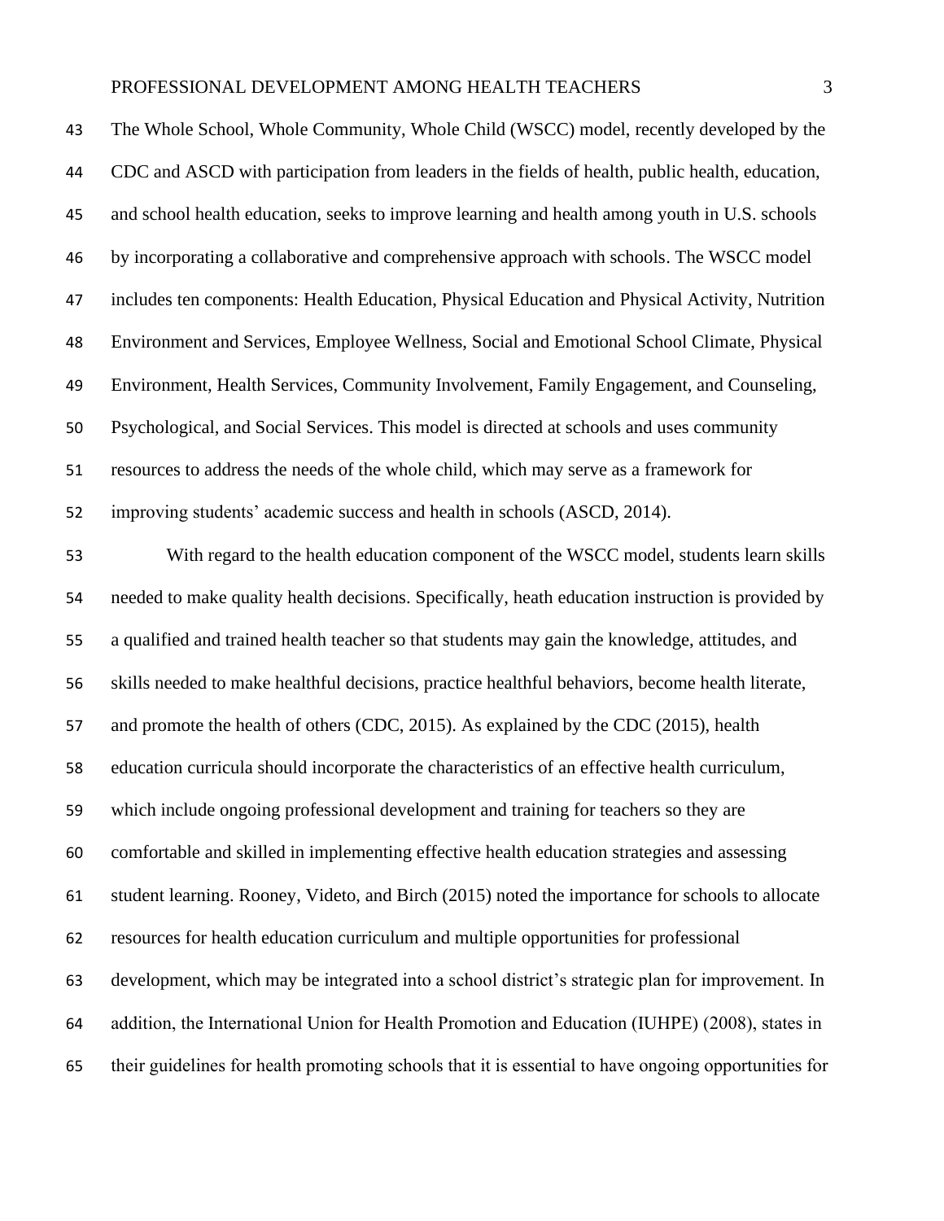The Whole School, Whole Community, Whole Child (WSCC) model, recently developed by the CDC and ASCD with participation from leaders in the fields of health, public health, education, and school health education, seeks to improve learning and health among youth in U.S. schools by incorporating a collaborative and comprehensive approach with schools. The WSCC model includes ten components: Health Education, Physical Education and Physical Activity, Nutrition Environment and Services, Employee Wellness, Social and Emotional School Climate, Physical Environment, Health Services, Community Involvement, Family Engagement, and Counseling, Psychological, and Social Services. This model is directed at schools and uses community resources to address the needs of the whole child, which may serve as a framework for improving students' academic success and health in schools (ASCD, 2014).

With regard to the health education component of the WSCC model, students learn skills needed to make quality health decisions. Specifically, heath education instruction is provided by a qualified and trained health teacher so that students may gain the knowledge, attitudes, and skills needed to make healthful decisions, practice healthful behaviors, become health literate, and promote the health of others (CDC, 2015). As explained by the CDC (2015), health education curricula should incorporate the characteristics of an effective health curriculum, which include ongoing professional development and training for teachers so they are comfortable and skilled in implementing effective health education strategies and assessing student learning. Rooney, Videto, and Birch (2015) noted the importance for schools to allocate resources for health education curriculum and multiple opportunities for professional development, which may be integrated into a school district's strategic plan for improvement. In addition, the International Union for Health Promotion and Education (IUHPE) (2008), states in their guidelines for health promoting schools that it is essential to have ongoing opportunities for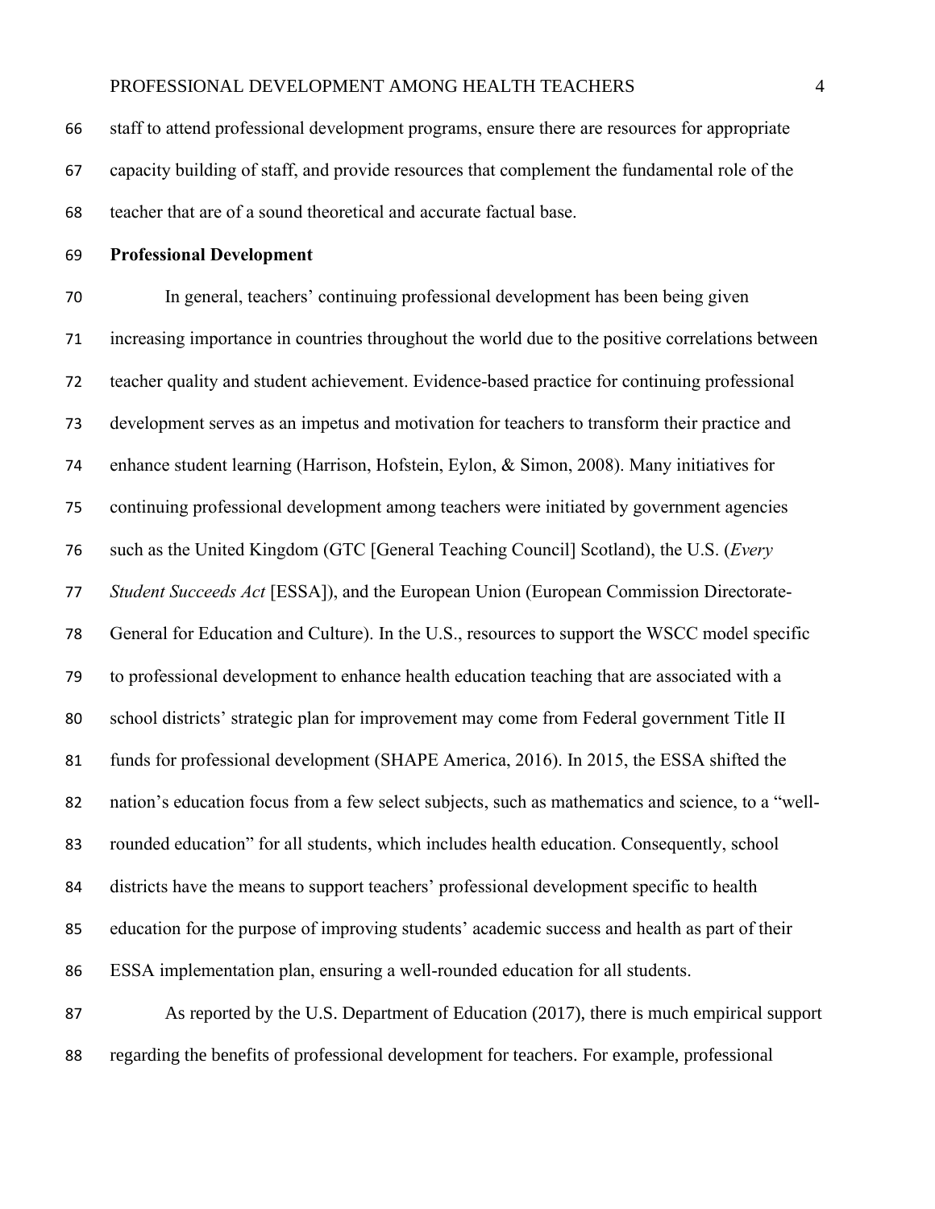staff to attend professional development programs, ensure there are resources for appropriate capacity building of staff, and provide resources that complement the fundamental role of the teacher that are of a sound theoretical and accurate factual base.

**Professional Development**

In general, teachers' continuing professional development has been being given increasing importance in countries throughout the world due to the positive correlations between teacher quality and student achievement. Evidence-based practice for continuing professional development serves as an impetus and motivation for teachers to transform their practice and enhance student learning (Harrison, Hofstein, Eylon, & Simon, 2008). Many initiatives for continuing professional development among teachers were initiated by government agencies such as the United Kingdom (GTC [General Teaching Council] Scotland), the U.S. (*Every Student Succeeds Act* [ESSA]), and the European Union (European Commission Directorate-General for Education and Culture). In the U.S., resources to support the WSCC model specific to professional development to enhance health education teaching that are associated with a school districts' strategic plan for improvement may come from Federal government Title II funds for professional development (SHAPE America, 2016). In 2015, the ESSA shifted the nation's education focus from a few select subjects, such as mathematics and science, to a "well-rounded education" for all students, which includes health education. Consequently, school districts have the means to support teachers' professional development specific to health education for the purpose of improving students' academic success and health as part of their ESSA implementation plan, ensuring a well-rounded education for all students.

As reported by the U.S. Department of Education (2017), there is much empirical support regarding the benefits of professional development for teachers. For example, professional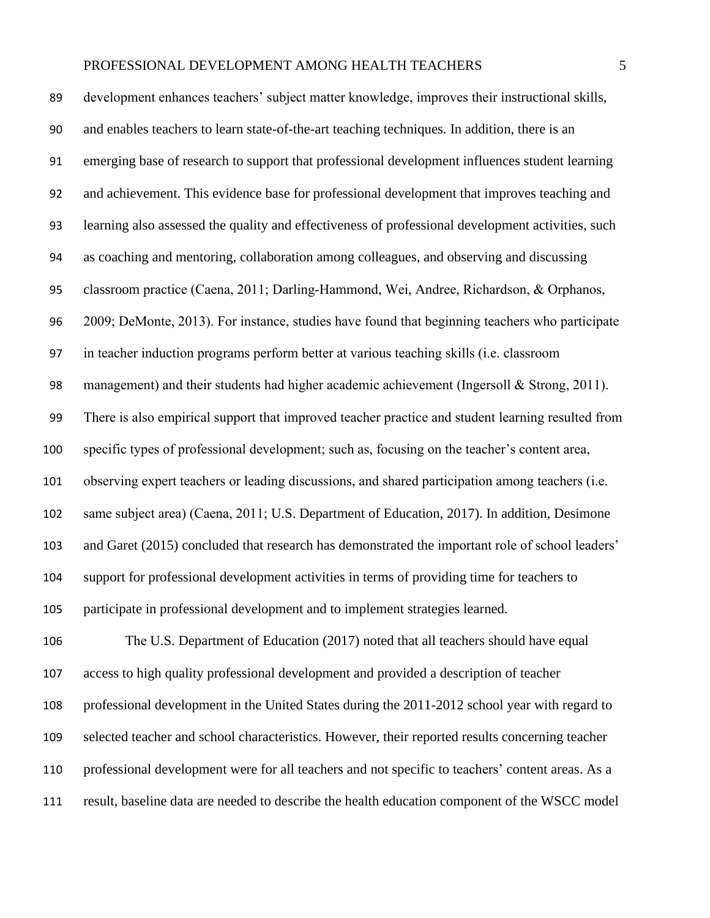development enhances teachers' subject matter knowledge, improves their instructional skills, and enables teachers to learn state-of-the-art teaching techniques. In addition, there is an emerging base of research to support that professional development influences student learning and achievement. This evidence base for professional development that improves teaching and learning also assessed the quality and effectiveness of professional development activities, such as coaching and mentoring, collaboration among colleagues, and observing and discussing classroom practice (Caena, 2011; Darling-Hammond, Wei, Andree, Richardson, & Orphanos, 2009; DeMonte, 2013). For instance, studies have found that beginning teachers who participate in teacher induction programs perform better at various teaching skills (i.e. classroom management) and their students had higher academic achievement (Ingersoll & Strong, 2011). There is also empirical support that improved teacher practice and student learning resulted from specific types of professional development; such as, focusing on the teacher's content area, observing expert teachers or leading discussions, and shared participation among teachers (i.e. same subject area) (Caena, 2011; U.S. Department of Education, 2017). In addition, Desimone and Garet (2015) concluded that research has demonstrated the important role of school leaders' support for professional development activities in terms of providing time for teachers to participate in professional development and to implement strategies learned.

The U.S. Department of Education (2017) noted that all teachers should have equal access to high quality professional development and provided a description of teacher professional development in the United States during the 2011-2012 school year with regard to selected teacher and school characteristics. However, their reported results concerning teacher professional development were for all teachers and not specific to teachers' content areas. As a result, baseline data are needed to describe the health education component of the WSCC model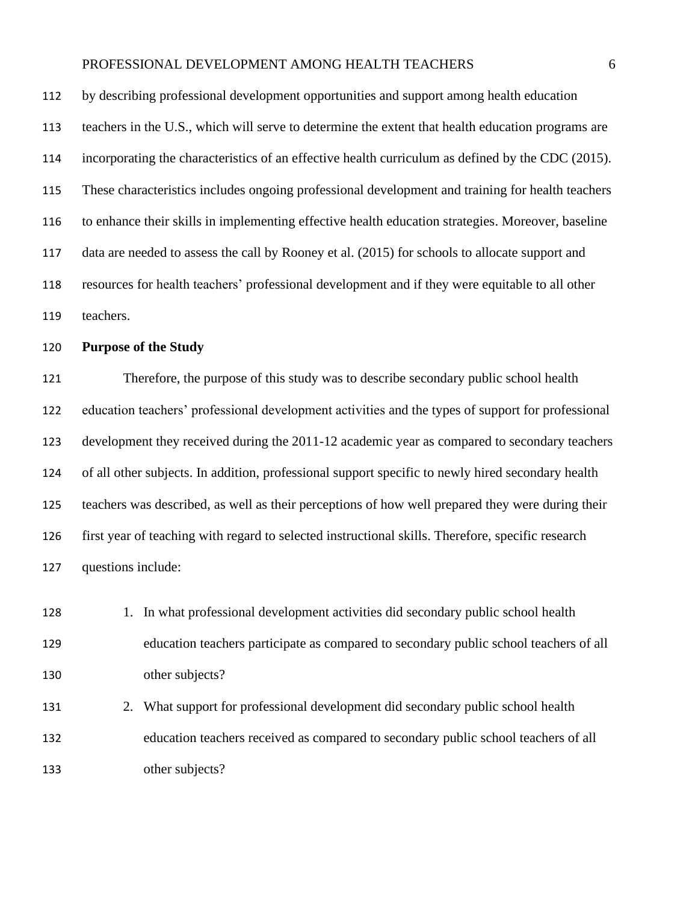by describing professional development opportunities and support among health education teachers in the U.S., which will serve to determine the extent that health education programs are incorporating the characteristics of an effective health curriculum as defined by the CDC (2015). These characteristics includes ongoing professional development and training for health teachers to enhance their skills in implementing effective health education strategies. Moreover, baseline data are needed to assess the call by Rooney et al. (2015) for schools to allocate support and resources for health teachers' professional development and if they were equitable to all other teachers.

## Purpose of the Study

Therefore, the purpose of this study was to describe secondary public school health education teachers' professional development activities and the types of support for professional development they received during the 2011-12 academic year as compared to secondary teachers of all other subjects. In addition, professional support specific to newly hired secondary health teachers was described, as well as their perceptions of how well prepared they were during their first year of teaching with regard to selected instructional skills. Therefore, specific research questions include:

1. In what professional development activities did secondary public school health education teachers participate as compared to secondary public school teachers of all other subjects?
2. What support for professional development did secondary public school health education teachers received as compared to secondary public school teachers of all other subjects?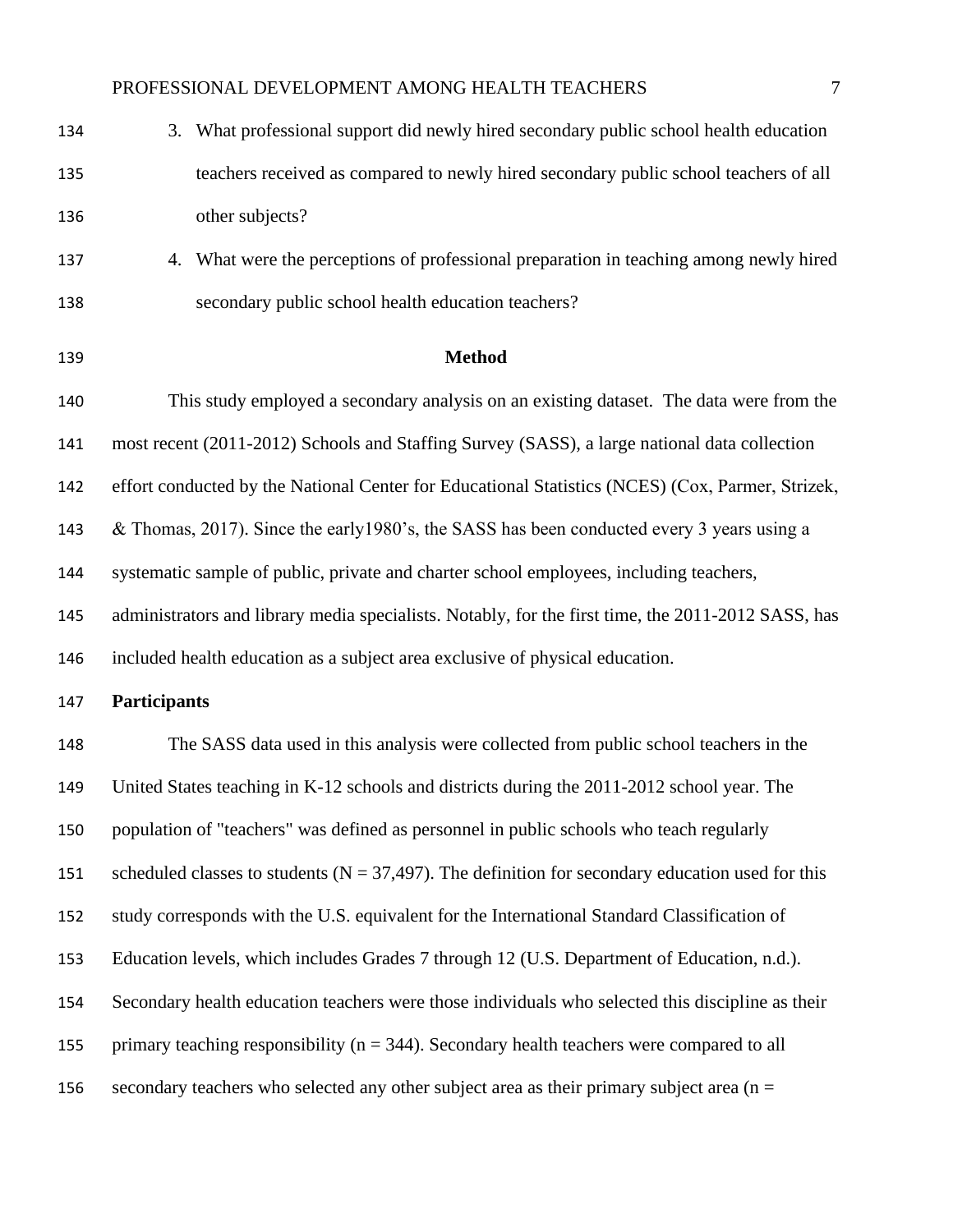3. What professional support did newly hired secondary public school health education teachers received as compared to newly hired secondary public school teachers of all other subjects?
4. What were the perceptions of professional preparation in teaching among newly hired secondary public school health education teachers?

## Method

This study employed a secondary analysis on an existing dataset. The data were from the most recent (2011-2012) Schools and Staffing Survey (SASS), a large national data collection effort conducted by the National Center for Educational Statistics (NCES) (Cox, Parmer, Strizek, & Thomas, 2017). Since the early1980's, the SASS has been conducted every 3 years using a systematic sample of public, private and charter school employees, including teachers, administrators and library media specialists. Notably, for the first time, the 2011-2012 SASS, has included health education as a subject area exclusive of physical education.

### Participants

The SASS data used in this analysis were collected from public school teachers in the United States teaching in K-12 schools and districts during the 2011-2012 school year. The population of "teachers" was defined as personnel in public schools who teach regularly scheduled classes to students ($N = 37,497$). The definition for secondary education used for this study corresponds with the U.S. equivalent for the International Standard Classification of Education levels, which includes Grades 7 through 12 (U.S. Department of Education, n.d.). Secondary health education teachers were those individuals who selected this discipline as their primary teaching responsibility ($n = 344$). Secondary health teachers were compared to all secondary teachers who selected any other subject area as their primary subject area (n =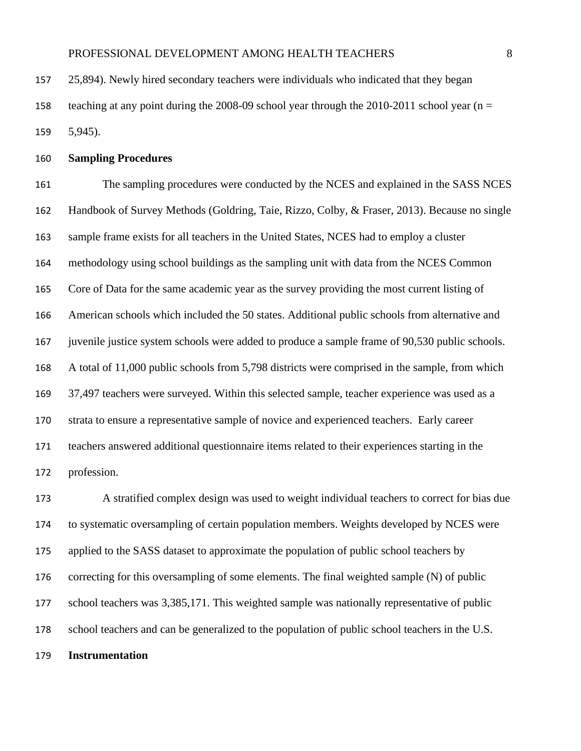25,894). Newly hired secondary teachers were individuals who indicated that they began teaching at any point during the 2008-09 school year through the 2010-2011 school year (n = 5,945).

**Sampling Procedures**

The sampling procedures were conducted by the NCES and explained in the SASS NCES Handbook of Survey Methods (Goldring, Taie, Rizzo, Colby, & Fraser, 2013). Because no single sample frame exists for all teachers in the United States, NCES had to employ a cluster methodology using school buildings as the sampling unit with data from the NCES Common Core of Data for the same academic year as the survey providing the most current listing of American schools which included the 50 states. Additional public schools from alternative and juvenile justice system schools were added to produce a sample frame of 90,530 public schools. A total of 11,000 public schools from 5,798 districts were comprised in the sample, from which 37,497 teachers were surveyed. Within this selected sample, teacher experience was used as a strata to ensure a representative sample of novice and experienced teachers. Early career teachers answered additional questionnaire items related to their experiences starting in the profession.

A stratified complex design was used to weight individual teachers to correct for bias due to systematic oversampling of certain population members. Weights developed by NCES were applied to the SASS dataset to approximate the population of public school teachers by correcting for this oversampling of some elements. The final weighted sample (N) of public school teachers was 3,385,171. This weighted sample was nationally representative of public school teachers and can be generalized to the population of public school teachers in the U.S.

**Instrumentation**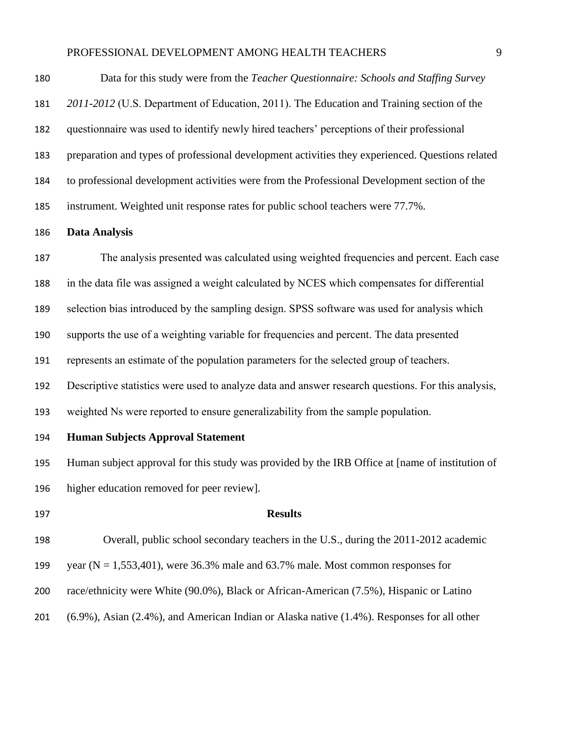Data for this study were from the *Teacher Questionnaire: Schools and Staffing Survey 2011-2012* (U.S. Department of Education, 2011). The Education and Training section of the questionnaire was used to identify newly hired teachers' perceptions of their professional preparation and types of professional development activities they experienced. Questions related to professional development activities were from the Professional Development section of the instrument. Weighted unit response rates for public school teachers were 77.7%.

**Data Analysis**

The analysis presented was calculated using weighted frequencies and percent. Each case in the data file was assigned a weight calculated by NCES which compensates for differential selection bias introduced by the sampling design. SPSS software was used for analysis which supports the use of a weighting variable for frequencies and percent. The data presented represents an estimate of the population parameters for the selected group of teachers. Descriptive statistics were used to analyze data and answer research questions. For this analysis, weighted Ns were reported to ensure generalizability from the sample population.

**Human Subjects Approval Statement**

Human subject approval for this study was provided by the IRB Office at [name of institution of higher education removed for peer review].

## Results

Overall, public school secondary teachers in the U.S., during the 2011-2012 academic year (N = 1,553,401), were 36.3% male and 63.7% male. Most common responses for race/ethnicity were White (90.0%), Black or African-American (7.5%), Hispanic or Latino (6.9%), Asian (2.4%), and American Indian or Alaska native (1.4%). Responses for all other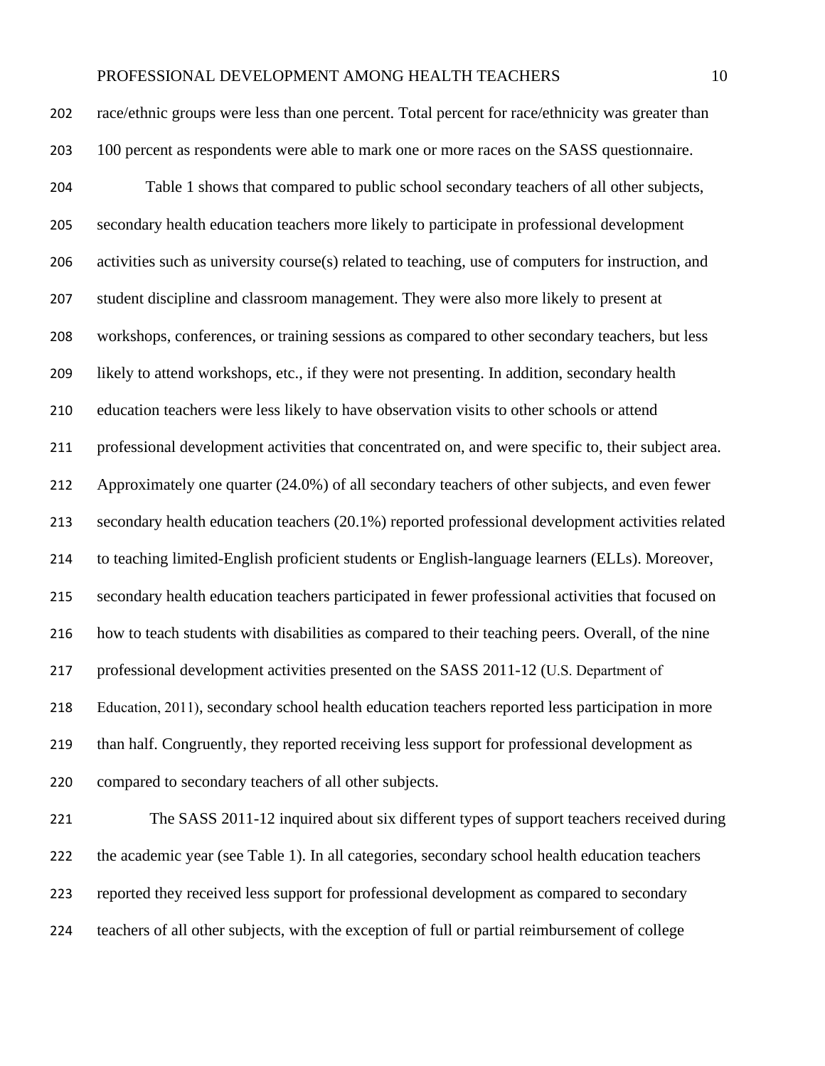race/ethnic groups were less than one percent. Total percent for race/ethnicity was greater than 100 percent as respondents were able to mark one or more races on the SASS questionnaire.

Table 1 shows that compared to public school secondary teachers of all other subjects, secondary health education teachers more likely to participate in professional development activities such as university course(s) related to teaching, use of computers for instruction, and student discipline and classroom management. They were also more likely to present at workshops, conferences, or training sessions as compared to other secondary teachers, but less likely to attend workshops, etc., if they were not presenting. In addition, secondary health education teachers were less likely to have observation visits to other schools or attend professional development activities that concentrated on, and were specific to, their subject area. Approximately one quarter (24.0%) of all secondary teachers of other subjects, and even fewer secondary health education teachers (20.1%) reported professional development activities related to teaching limited-English proficient students or English-language learners (ELLs). Moreover, secondary health education teachers participated in fewer professional activities that focused on how to teach students with disabilities as compared to their teaching peers. Overall, of the nine professional development activities presented on the SASS 2011-12 (U.S. Department of Education, 2011), secondary school health education teachers reported less participation in more than half. Congruently, they reported receiving less support for professional development as compared to secondary teachers of all other subjects.

The SASS 2011-12 inquired about six different types of support teachers received during the academic year (see Table 1). In all categories, secondary school health education teachers reported they received less support for professional development as compared to secondary teachers of all other subjects, with the exception of full or partial reimbursement of college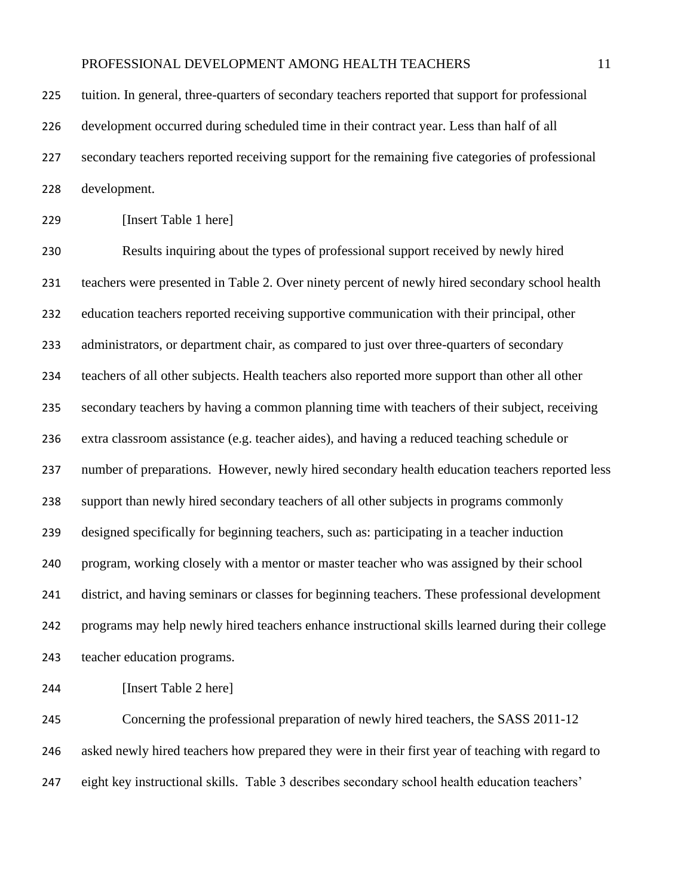tuition. In general, three-quarters of secondary teachers reported that support for professional development occurred during scheduled time in their contract year. Less than half of all secondary teachers reported receiving support for the remaining five categories of professional development.

[Insert Table 1 here]

Results inquiring about the types of professional support received by newly hired teachers were presented in Table 2. Over ninety percent of newly hired secondary school health education teachers reported receiving supportive communication with their principal, other administrators, or department chair, as compared to just over three-quarters of secondary teachers of all other subjects. Health teachers also reported more support than other all other secondary teachers by having a common planning time with teachers of their subject, receiving extra classroom assistance (e.g. teacher aides), and having a reduced teaching schedule or number of preparations. However, newly hired secondary health education teachers reported less support than newly hired secondary teachers of all other subjects in programs commonly designed specifically for beginning teachers, such as: participating in a teacher induction program, working closely with a mentor or master teacher who was assigned by their school district, and having seminars or classes for beginning teachers. These professional development programs may help newly hired teachers enhance instructional skills learned during their college teacher education programs.

[Insert Table 2 here]

Concerning the professional preparation of newly hired teachers, the SASS 2011-12 asked newly hired teachers how prepared they were in their first year of teaching with regard to eight key instructional skills. Table 3 describes secondary school health education teachers'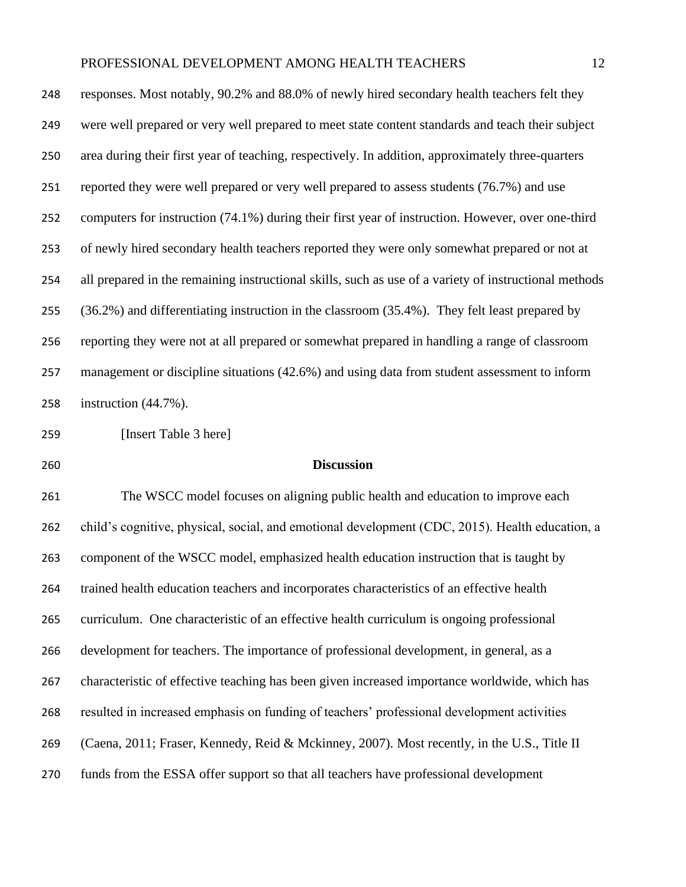responses. Most notably, 90.2% and 88.0% of newly hired secondary health teachers felt they were well prepared or very well prepared to meet state content standards and teach their subject area during their first year of teaching, respectively. In addition, approximately three-quarters reported they were well prepared or very well prepared to assess students (76.7%) and use computers for instruction (74.1%) during their first year of instruction. However, over one-third of newly hired secondary health teachers reported they were only somewhat prepared or not at all prepared in the remaining instructional skills, such as use of a variety of instructional methods (36.2%) and differentiating instruction in the classroom (35.4%). They felt least prepared by reporting they were not at all prepared or somewhat prepared in handling a range of classroom management or discipline situations (42.6%) and using data from student assessment to inform instruction (44.7%).

[Insert Table 3 here]

## Discussion

The WSCC model focuses on aligning public health and education to improve each child's cognitive, physical, social, and emotional development (CDC, 2015). Health education, a component of the WSCC model, emphasized health education instruction that is taught by trained health education teachers and incorporates characteristics of an effective health curriculum. One characteristic of an effective health curriculum is ongoing professional development for teachers. The importance of professional development, in general, as a characteristic of effective teaching has been given increased importance worldwide, which has resulted in increased emphasis on funding of teachers' professional development activities (Caena, 2011; Fraser, Kennedy, Reid & Mckinney, 2007). Most recently, in the U.S., Title II funds from the ESSA offer support so that all teachers have professional development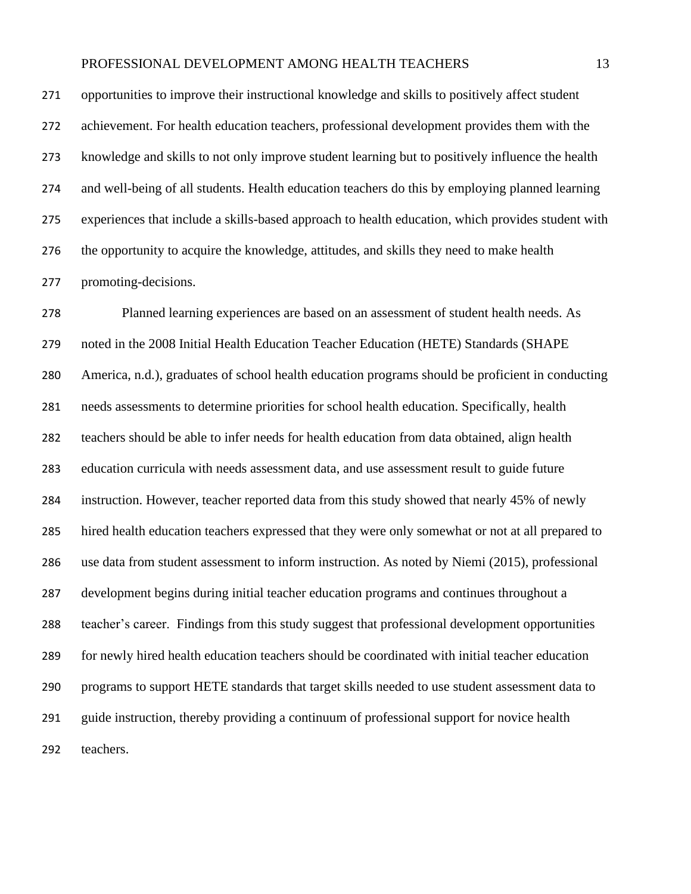opportunities to improve their instructional knowledge and skills to positively affect student achievement. For health education teachers, professional development provides them with the knowledge and skills to not only improve student learning but to positively influence the health and well-being of all students. Health education teachers do this by employing planned learning experiences that include a skills-based approach to health education, which provides student with the opportunity to acquire the knowledge, attitudes, and skills they need to make health promoting-decisions.

Planned learning experiences are based on an assessment of student health needs. As noted in the 2008 Initial Health Education Teacher Education (HETE) Standards (SHAPE America, n.d.), graduates of school health education programs should be proficient in conducting needs assessments to determine priorities for school health education. Specifically, health teachers should be able to infer needs for health education from data obtained, align health education curricula with needs assessment data, and use assessment result to guide future instruction. However, teacher reported data from this study showed that nearly 45% of newly hired health education teachers expressed that they were only somewhat or not at all prepared to use data from student assessment to inform instruction. As noted by Niemi (2015), professional development begins during initial teacher education programs and continues throughout a teacher's career. Findings from this study suggest that professional development opportunities for newly hired health education teachers should be coordinated with initial teacher education programs to support HETE standards that target skills needed to use student assessment data to guide instruction, thereby providing a continuum of professional support for novice health teachers.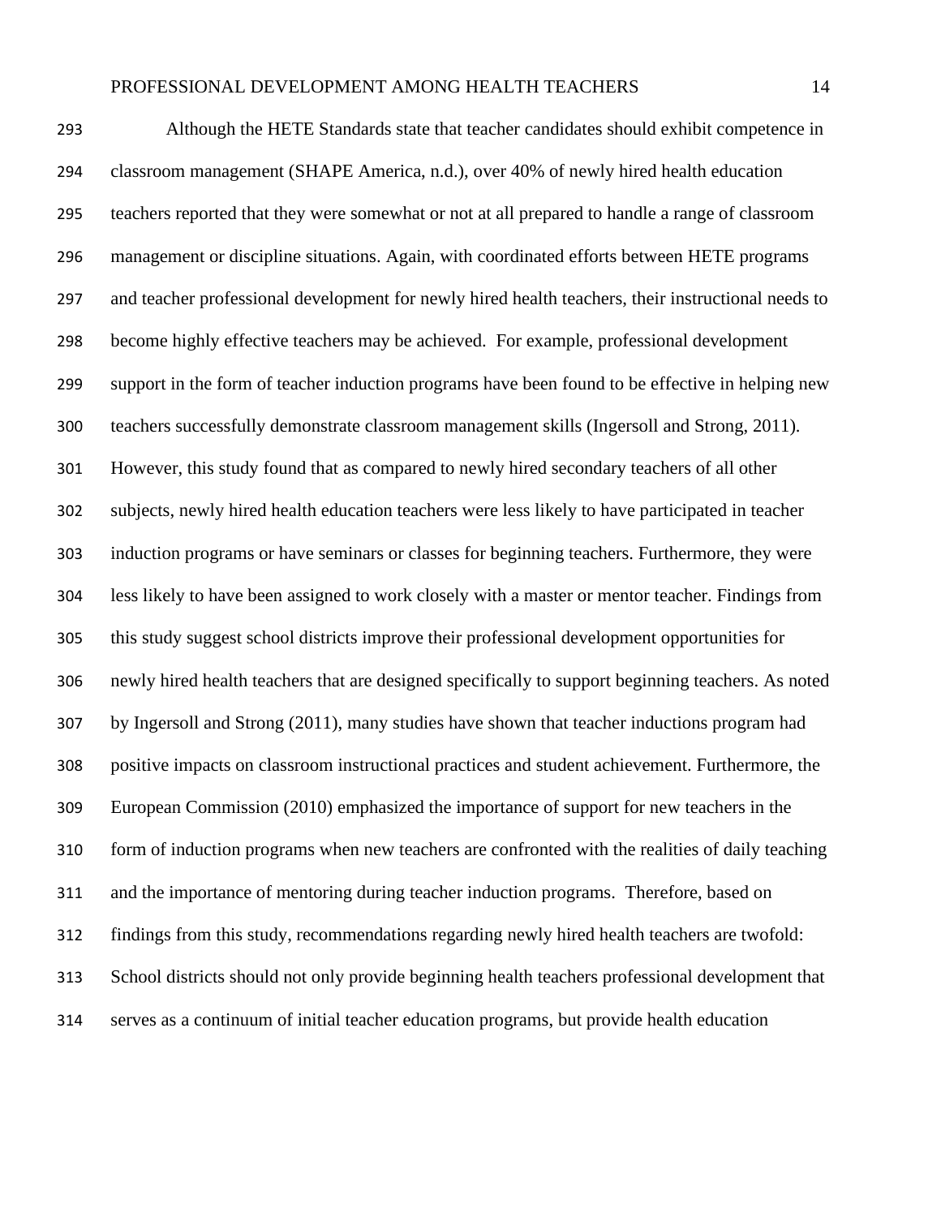Although the HETE Standards state that teacher candidates should exhibit competence in classroom management (SHAPE America, n.d.), over 40% of newly hired health education teachers reported that they were somewhat or not at all prepared to handle a range of classroom management or discipline situations. Again, with coordinated efforts between HETE programs and teacher professional development for newly hired health teachers, their instructional needs to become highly effective teachers may be achieved. For example, professional development support in the form of teacher induction programs have been found to be effective in helping new teachers successfully demonstrate classroom management skills (Ingersoll and Strong, 2011). However, this study found that as compared to newly hired secondary teachers of all other subjects, newly hired health education teachers were less likely to have participated in teacher induction programs or have seminars or classes for beginning teachers. Furthermore, they were less likely to have been assigned to work closely with a master or mentor teacher. Findings from this study suggest school districts improve their professional development opportunities for newly hired health teachers that are designed specifically to support beginning teachers. As noted by Ingersoll and Strong (2011), many studies have shown that teacher inductions program had positive impacts on classroom instructional practices and student achievement. Furthermore, the European Commission (2010) emphasized the importance of support for new teachers in the form of induction programs when new teachers are confronted with the realities of daily teaching and the importance of mentoring during teacher induction programs. Therefore, based on findings from this study, recommendations regarding newly hired health teachers are twofold: School districts should not only provide beginning health teachers professional development that serves as a continuum of initial teacher education programs, but provide health education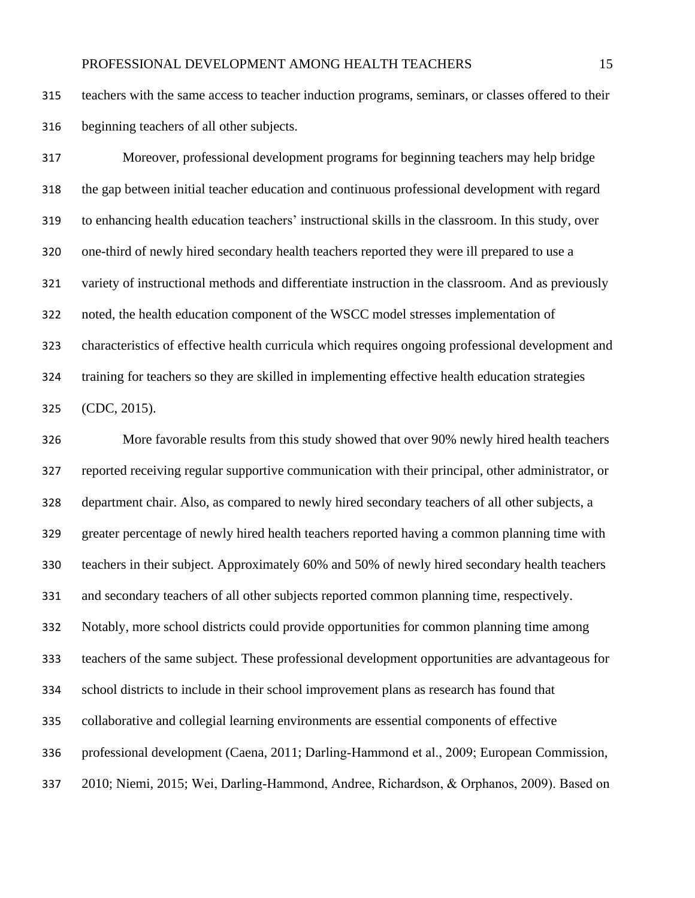teachers with the same access to teacher induction programs, seminars, or classes offered to their beginning teachers of all other subjects.

Moreover, professional development programs for beginning teachers may help bridge the gap between initial teacher education and continuous professional development with regard to enhancing health education teachers' instructional skills in the classroom. In this study, over one-third of newly hired secondary health teachers reported they were ill prepared to use a variety of instructional methods and differentiate instruction in the classroom. And as previously noted, the health education component of the WSCC model stresses implementation of characteristics of effective health curricula which requires ongoing professional development and training for teachers so they are skilled in implementing effective health education strategies (CDC, 2015).

More favorable results from this study showed that over 90% newly hired health teachers reported receiving regular supportive communication with their principal, other administrator, or department chair. Also, as compared to newly hired secondary teachers of all other subjects, a greater percentage of newly hired health teachers reported having a common planning time with teachers in their subject. Approximately 60% and 50% of newly hired secondary health teachers and secondary teachers of all other subjects reported common planning time, respectively. Notably, more school districts could provide opportunities for common planning time among teachers of the same subject. These professional development opportunities are advantageous for school districts to include in their school improvement plans as research has found that collaborative and collegial learning environments are essential components of effective professional development (Caena, 2011; Darling-Hammond et al., 2009; European Commission, 2010; Niemi, 2015; Wei, Darling-Hammond, Andree, Richardson, & Orphanos, 2009). Based on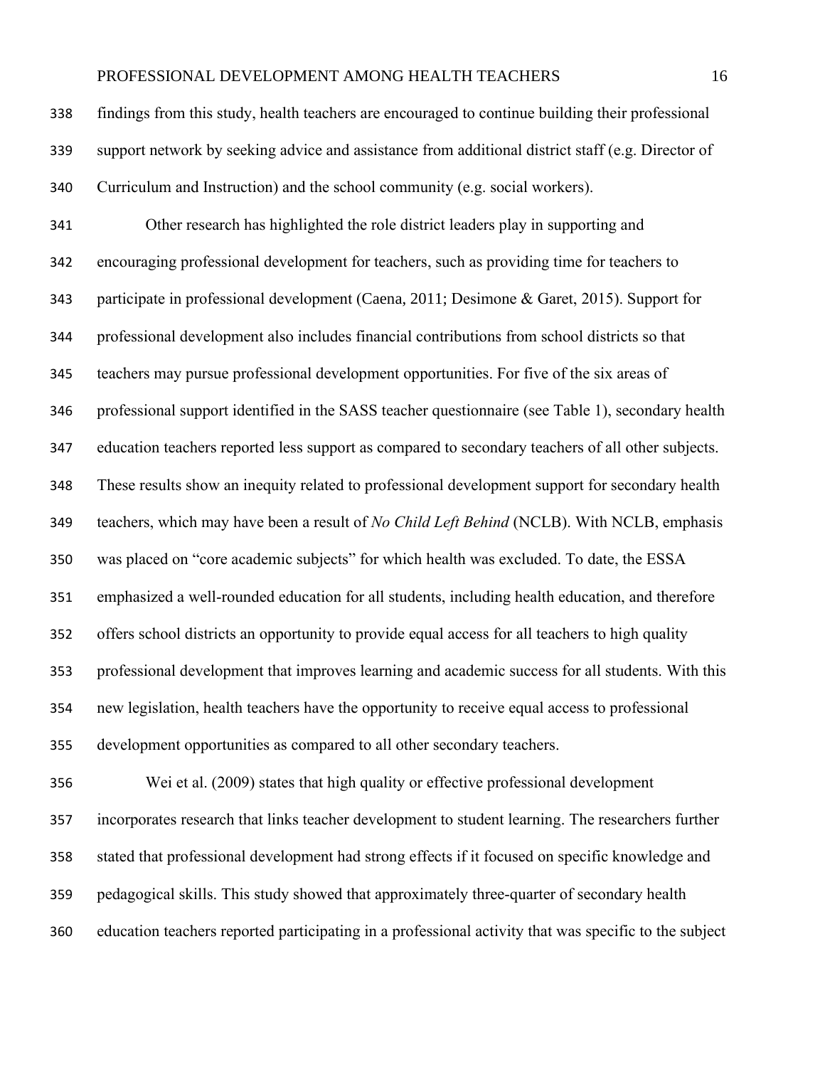findings from this study, health teachers are encouraged to continue building their professional support network by seeking advice and assistance from additional district staff (e.g. Director of Curriculum and Instruction) and the school community (e.g. social workers).

Other research has highlighted the role district leaders play in supporting and encouraging professional development for teachers, such as providing time for teachers to participate in professional development (Caena, 2011; Desimone & Garet, 2015). Support for professional development also includes financial contributions from school districts so that teachers may pursue professional development opportunities. For five of the six areas of professional support identified in the SASS teacher questionnaire (see Table 1), secondary health education teachers reported less support as compared to secondary teachers of all other subjects. These results show an inequity related to professional development support for secondary health teachers, which may have been a result of *No Child Left Behind* (NCLB). With NCLB, emphasis was placed on "core academic subjects" for which health was excluded. To date, the ESSA emphasized a well-rounded education for all students, including health education, and therefore offers school districts an opportunity to provide equal access for all teachers to high quality professional development that improves learning and academic success for all students. With this new legislation, health teachers have the opportunity to receive equal access to professional development opportunities as compared to all other secondary teachers.

Wei et al. (2009) states that high quality or effective professional development incorporates research that links teacher development to student learning. The researchers further stated that professional development had strong effects if it focused on specific knowledge and pedagogical skills. This study showed that approximately three-quarter of secondary health education teachers reported participating in a professional activity that was specific to the subject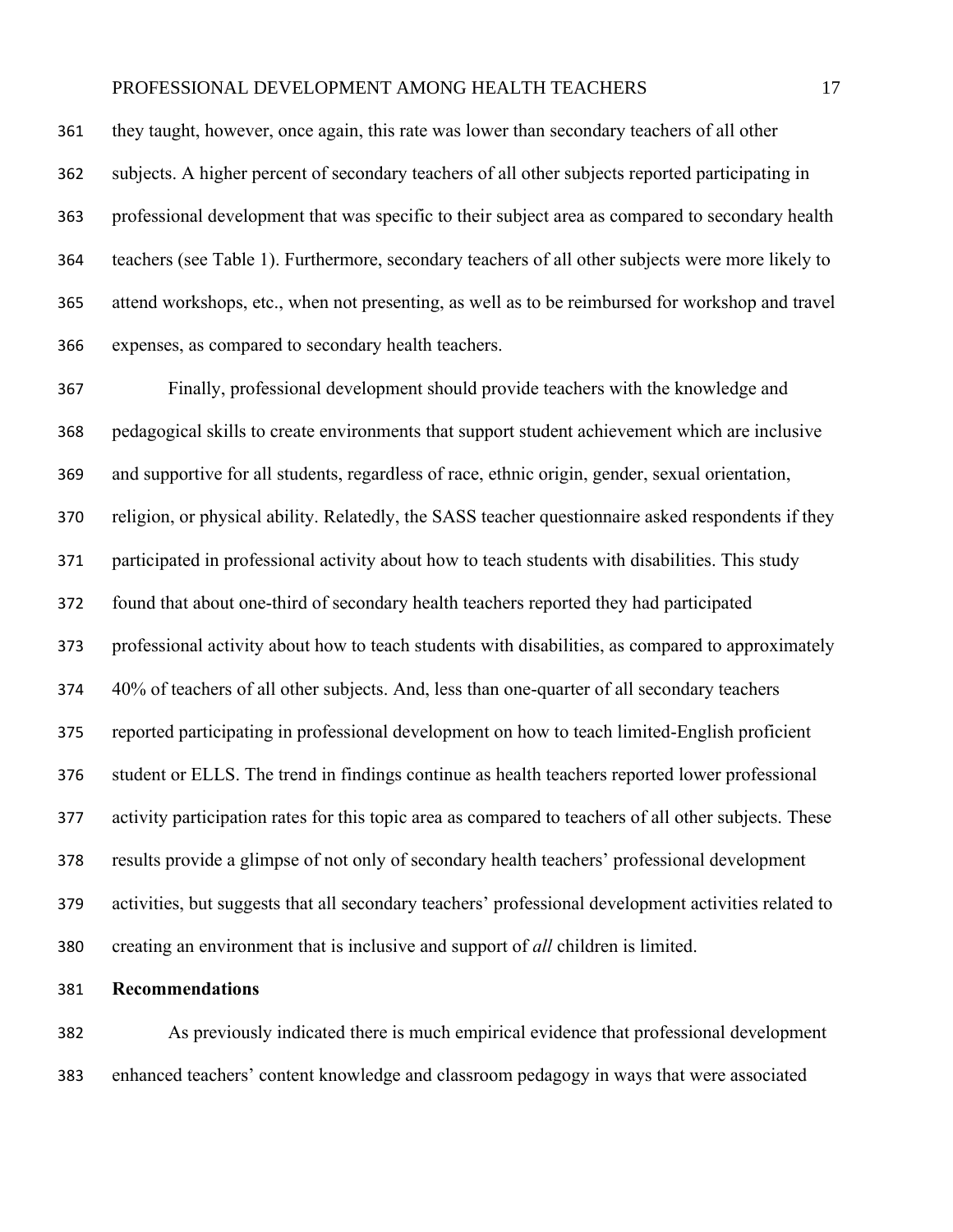they taught, however, once again, this rate was lower than secondary teachers of all other subjects. A higher percent of secondary teachers of all other subjects reported participating in professional development that was specific to their subject area as compared to secondary health teachers (see Table 1). Furthermore, secondary teachers of all other subjects were more likely to attend workshops, etc., when not presenting, as well as to be reimbursed for workshop and travel expenses, as compared to secondary health teachers.

Finally, professional development should provide teachers with the knowledge and pedagogical skills to create environments that support student achievement which are inclusive and supportive for all students, regardless of race, ethnic origin, gender, sexual orientation, religion, or physical ability. Relatedly, the SASS teacher questionnaire asked respondents if they participated in professional activity about how to teach students with disabilities. This study found that about one-third of secondary health teachers reported they had participated professional activity about how to teach students with disabilities, as compared to approximately 40% of teachers of all other subjects. And, less than one-quarter of all secondary teachers reported participating in professional development on how to teach limited-English proficient student or ELLS. The trend in findings continue as health teachers reported lower professional activity participation rates for this topic area as compared to teachers of all other subjects. These results provide a glimpse of not only of secondary health teachers' professional development activities, but suggests that all secondary teachers' professional development activities related to creating an environment that is inclusive and support of *all* children is limited.

**Recommendations**

As previously indicated there is much empirical evidence that professional development enhanced teachers' content knowledge and classroom pedagogy in ways that were associated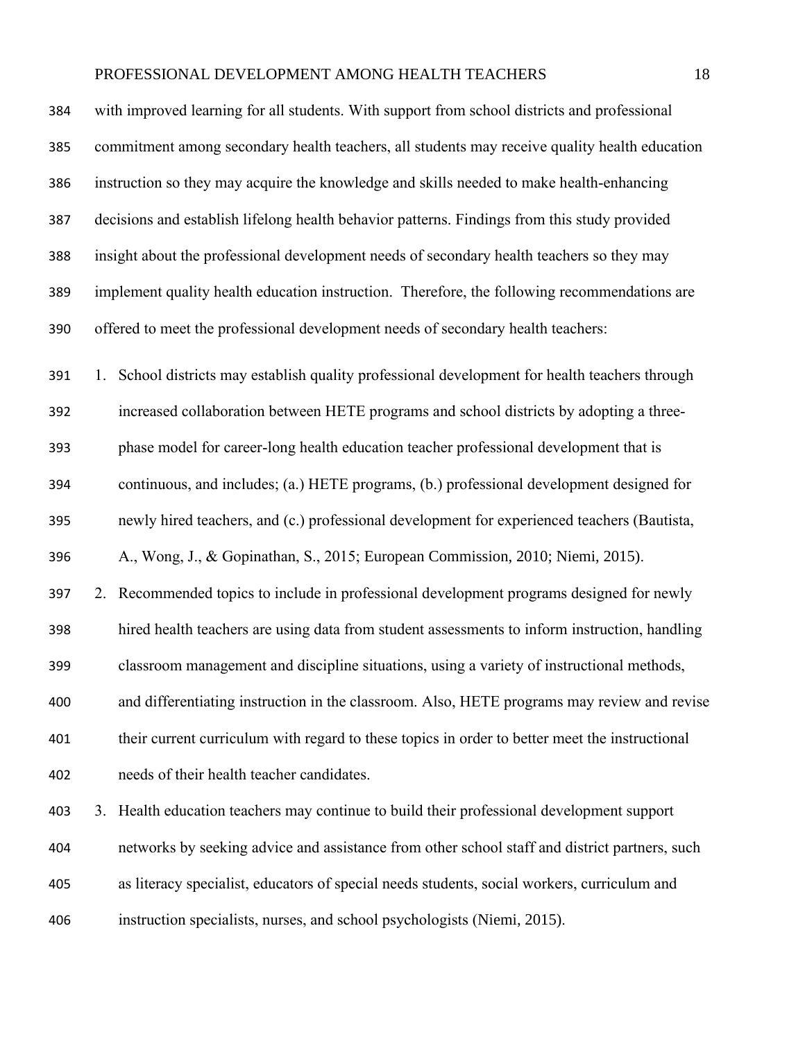with improved learning for all students. With support from school districts and professional commitment among secondary health teachers, all students may receive quality health education instruction so they may acquire the knowledge and skills needed to make health-enhancing decisions and establish lifelong health behavior patterns. Findings from this study provided insight about the professional development needs of secondary health teachers so they may implement quality health education instruction. Therefore, the following recommendations are offered to meet the professional development needs of secondary health teachers:

1. School districts may establish quality professional development for health teachers through increased collaboration between HETE programs and school districts by adopting a three-phase model for career-long health education teacher professional development that is continuous, and includes; (a.) HETE programs, (b.) professional development designed for newly hired teachers, and (c.) professional development for experienced teachers (Bautista, A., Wong, J., & Gopinathan, S., 2015; European Commission, 2010; Niemi, 2015).
2. Recommended topics to include in professional development programs designed for newly hired health teachers are using data from student assessments to inform instruction, handling classroom management and discipline situations, using a variety of instructional methods, and differentiating instruction in the classroom. Also, HETE programs may review and revise their current curriculum with regard to these topics in order to better meet the instructional needs of their health teacher candidates.
3. Health education teachers may continue to build their professional development support networks by seeking advice and assistance from other school staff and district partners, such as literacy specialist, educators of special needs students, social workers, curriculum and instruction specialists, nurses, and school psychologists (Niemi, 2015).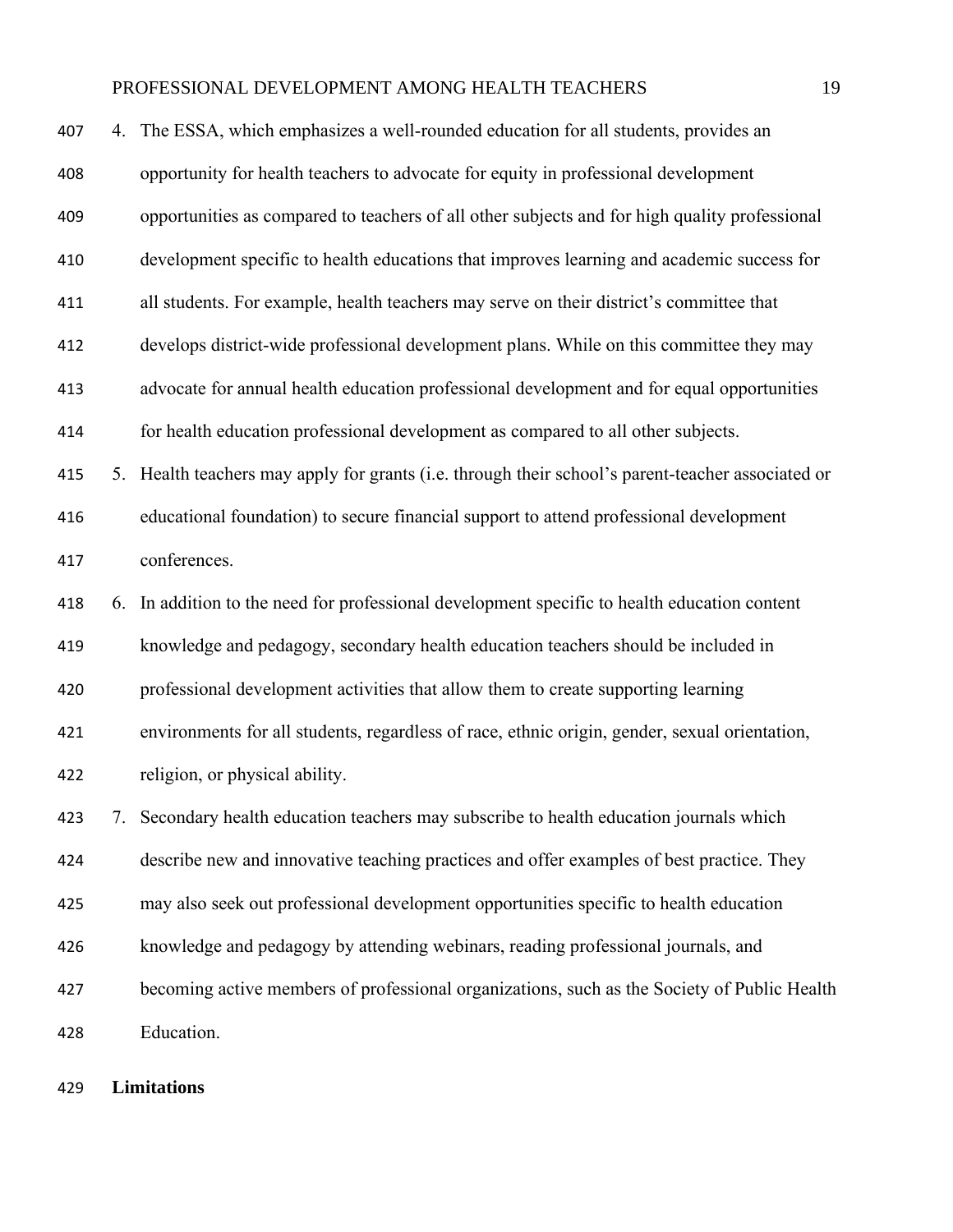4. The ESSA, which emphasizes a well-rounded education for all students, provides an opportunity for health teachers to advocate for equity in professional development opportunities as compared to teachers of all other subjects and for high quality professional development specific to health educations that improves learning and academic success for all students. For example, health teachers may serve on their district's committee that develops district-wide professional development plans. While on this committee they may advocate for annual health education professional development and for equal opportunities for health education professional development as compared to all other subjects.
5. Health teachers may apply for grants (i.e. through their school's parent-teacher associated or educational foundation) to secure financial support to attend professional development conferences.
6. In addition to the need for professional development specific to health education content knowledge and pedagogy, secondary health education teachers should be included in professional development activities that allow them to create supporting learning environments for all students, regardless of race, ethnic origin, gender, sexual orientation, religion, or physical ability.
7. Secondary health education teachers may subscribe to health education journals which describe new and innovative teaching practices and offer examples of best practice. They may also seek out professional development opportunities specific to health education knowledge and pedagogy by attending webinars, reading professional journals, and becoming active members of professional organizations, such as the Society of Public Health Education.

**Limitations**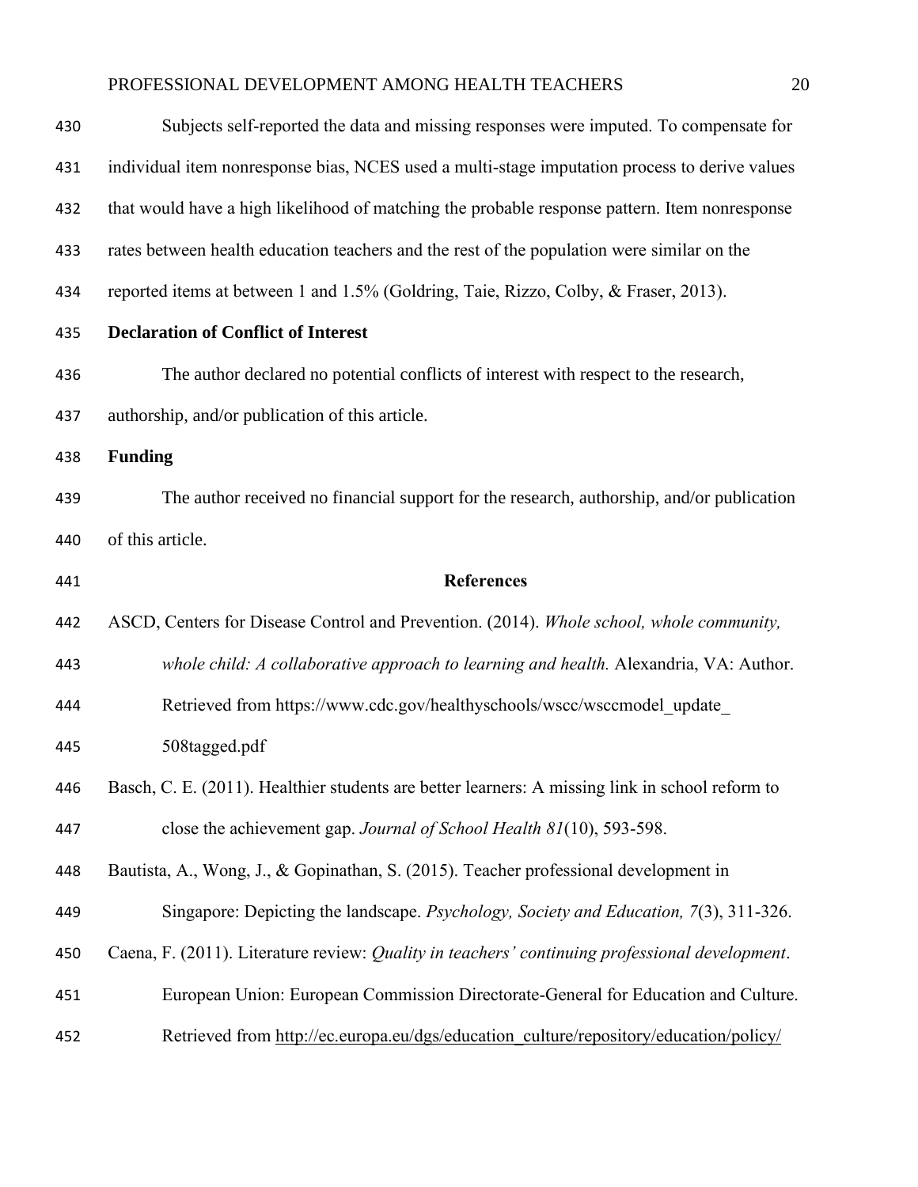Subjects self-reported the data and missing responses were imputed. To compensate for individual item nonresponse bias, NCES used a multi-stage imputation process to derive values that would have a high likelihood of matching the probable response pattern. Item nonresponse rates between health education teachers and the rest of the population were similar on the reported items at between 1 and 1.5% (Goldring, Taie, Rizzo, Colby, & Fraser, 2013).

## Declaration of Conflict of Interest

The author declared no potential conflicts of interest with respect to the research, authorship, and/or publication of this article.

## Funding

The author received no financial support for the research, authorship, and/or publication of this article.

## References

ASCD, Centers for Disease Control and Prevention. (2014). *Whole school, whole community, whole child: A collaborative approach to learning and health.* Alexandria, VA: Author. Retrieved from https://www.cdc.gov/healthyschools/wscc/wsccmodel_update_508tagged.pdf

Basch, C. E. (2011). Healthier students are better learners: A missing link in school reform to close the achievement gap. *Journal of School Health 81*(10), 593-598.

Bautista, A., Wong, J., & Gopinathan, S. (2015). Teacher professional development in Singapore: Depicting the landscape. *Psychology, Society and Education, 7*(3), 311-326.

Caena, F. (2011). Literature review: *Quality in teachers' continuing professional development*. European Union: European Commission Directorate-General for Education and Culture. Retrieved from http://ec.europa.eu/dgs/education_culture/repository/education/policy/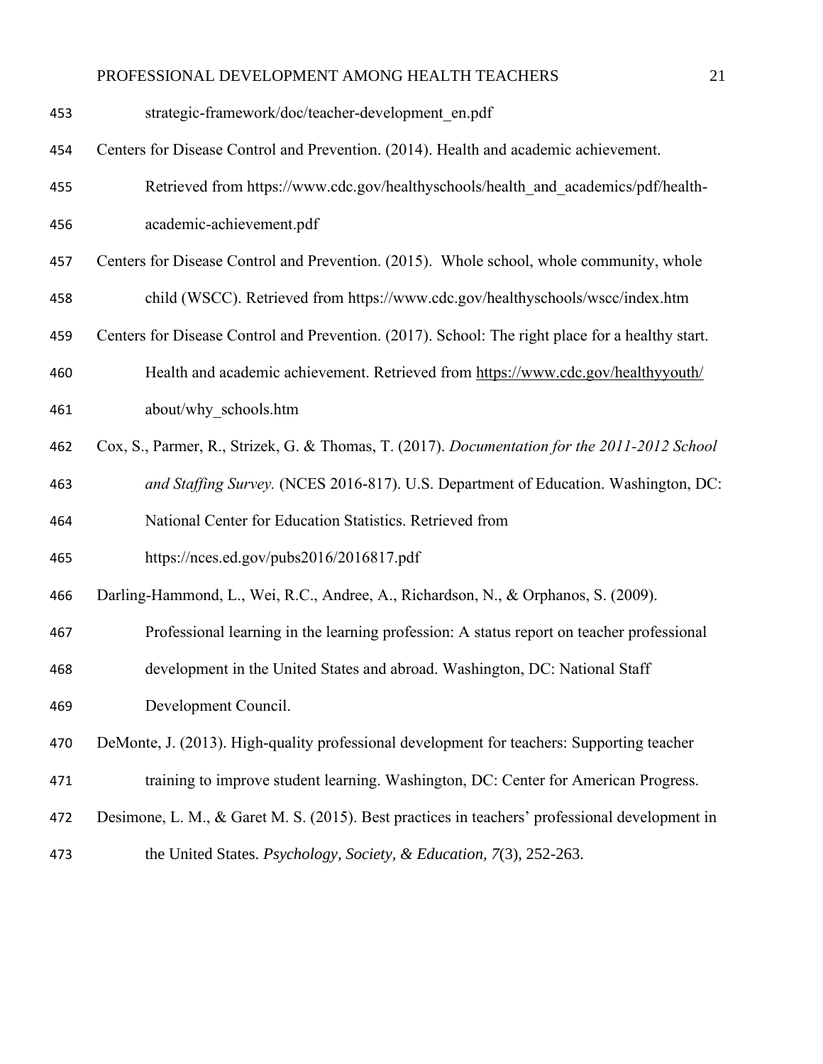strategic-framework/doc/teacher-development_en.pdf

Centers for Disease Control and Prevention. (2014). Health and academic achievement. Retrieved from https://www.cdc.gov/healthyschools/health_and_academics/pdf/health-academic-achievement.pdf

Centers for Disease Control and Prevention. (2015). Whole school, whole community, whole child (WSCC). Retrieved from https://www.cdc.gov/healthyschools/wscc/index.htm

Centers for Disease Control and Prevention. (2017). School: The right place for a healthy start. Health and academic achievement. Retrieved from https://www.cdc.gov/healthyyouth/about/why_schools.htm

Cox, S., Parmer, R., Strizek, G. & Thomas, T. (2017). *Documentation for the 2011-2012 School and Staffing Survey.* (NCES 2016-817). U.S. Department of Education. Washington, DC: National Center for Education Statistics. Retrieved from https://nces.ed.gov/pubs2016/2016817.pdf

Darling-Hammond, L., Wei, R.C., Andree, A., Richardson, N., & Orphanos, S. (2009). Professional learning in the learning profession: A status report on teacher professional development in the United States and abroad. Washington, DC: National Staff Development Council.

DeMonte, J. (2013). High-quality professional development for teachers: Supporting teacher training to improve student learning. Washington, DC: Center for American Progress.

Desimone, L. M., & Garet M. S. (2015). Best practices in teachers' professional development in the United States. *Psychology, Society, & Education, 7*(3), 252-263.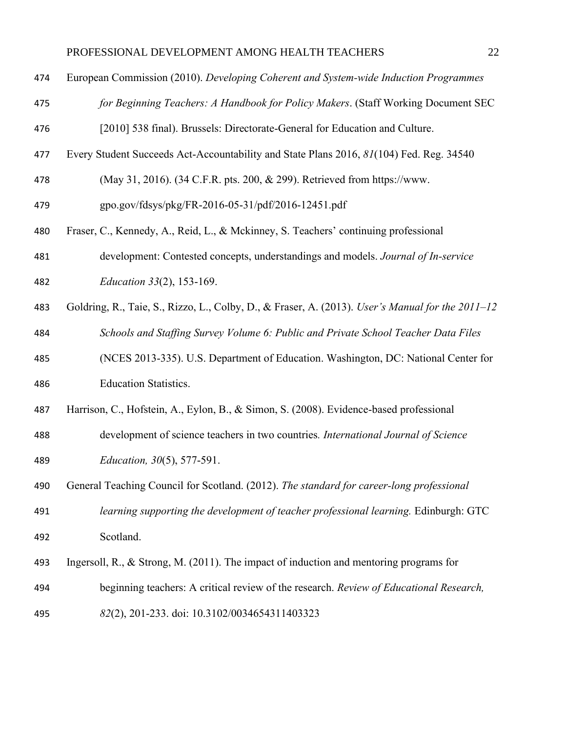European Commission (2010). *Developing Coherent and System-wide Induction Programmes for Beginning Teachers: A Handbook for Policy Makers*. (Staff Working Document SEC [2010] 538 final). Brussels: Directorate-General for Education and Culture.

Every Student Succeeds Act-Accountability and State Plans 2016, *81*(104) Fed. Reg. 34540 (May 31, 2016). (34 C.F.R. pts. 200, & 299). Retrieved from https://www.gpo.gov/fdsys/pkg/FR-2016-05-31/pdf/2016-12451.pdf

Fraser, C., Kennedy, A., Reid, L., & Mckinney, S. Teachers' continuing professional development: Contested concepts, understandings and models. *Journal of In-service Education 33*(2), 153-169.

Goldring, R., Taie, S., Rizzo, L., Colby, D., & Fraser, A. (2013). *User's Manual for the 2011–12 Schools and Staffing Survey Volume 6: Public and Private School Teacher Data Files* (NCES 2013-335). U.S. Department of Education. Washington, DC: National Center for Education Statistics.

Harrison, C., Hofstein, A., Eylon, B., & Simon, S. (2008). Evidence-based professional development of science teachers in two countries*. International Journal of Science Education, 30*(5), 577-591.

General Teaching Council for Scotland. (2012). *The standard for career-long professional learning supporting the development of teacher professional learning.* Edinburgh: GTC Scotland.

Ingersoll, R., & Strong, M. (2011). The impact of induction and mentoring programs for beginning teachers: A critical review of the research. *Review of Educational Research, 82*(2), 201-233. doi: 10.3102/0034654311403323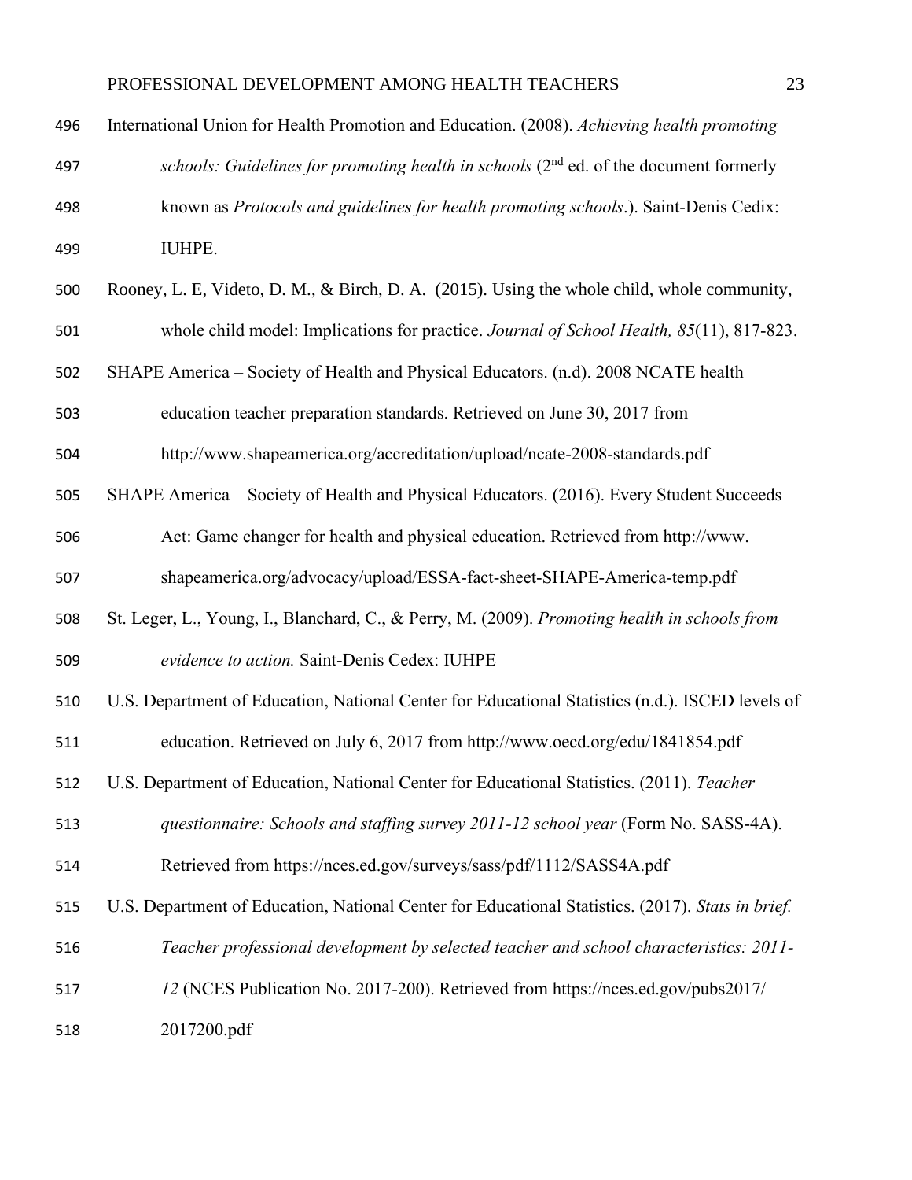International Union for Health Promotion and Education. (2008). *Achieving health promoting schools: Guidelines for promoting health in schools* (2nd ed. of the document formerly known as *Protocols and guidelines for health promoting schools*.). Saint-Denis Cedix: IUHPE.

Rooney, L. E, Videto, D. M., & Birch, D. A. (2015). Using the whole child, whole community, whole child model: Implications for practice. *Journal of School Health, 85*(11), 817-823.

SHAPE America – Society of Health and Physical Educators. (n.d). 2008 NCATE health education teacher preparation standards. Retrieved on June 30, 2017 from http://www.shapeamerica.org/accreditation/upload/ncate-2008-standards.pdf

SHAPE America – Society of Health and Physical Educators. (2016). Every Student Succeeds Act: Game changer for health and physical education. Retrieved from http://www. shapeamerica.org/advocacy/upload/ESSA-fact-sheet-SHAPE-America-temp.pdf

St. Leger, L., Young, I., Blanchard, C., & Perry, M. (2009). *Promoting health in schools from evidence to action.* Saint-Denis Cedex: IUHPE

U.S. Department of Education, National Center for Educational Statistics (n.d.). ISCED levels of education. Retrieved on July 6, 2017 from http://www.oecd.org/edu/1841854.pdf

U.S. Department of Education, National Center for Educational Statistics. (2011). *Teacher questionnaire: Schools and staffing survey 2011-12 school year* (Form No. SASS-4A). Retrieved from https://nces.ed.gov/surveys/sass/pdf/1112/SASS4A.pdf

U.S. Department of Education, National Center for Educational Statistics. (2017). *Stats in brief. Teacher professional development by selected teacher and school characteristics: 2011-12* (NCES Publication No. 2017-200). Retrieved from https://nces.ed.gov/pubs2017/ 2017200.pdf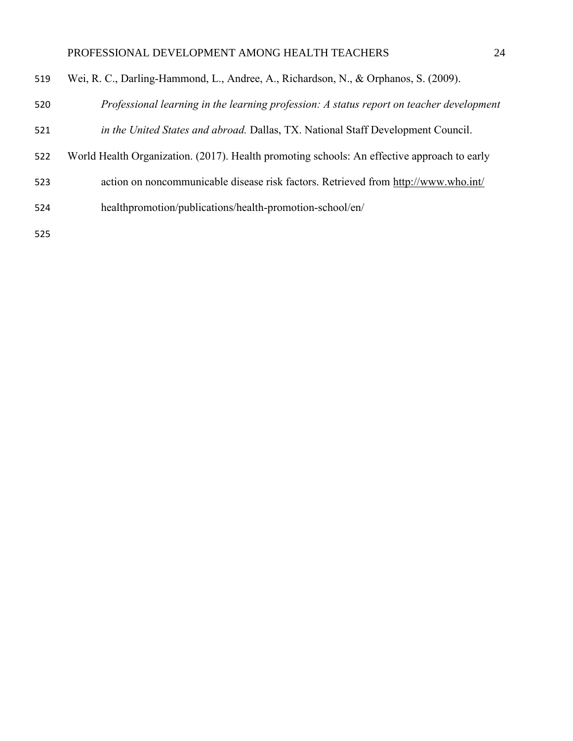Wei, R. C., Darling-Hammond, L., Andree, A., Richardson, N., & Orphanos, S. (2009). *Professional learning in the learning profession: A status report on teacher development in the United States and abroad.* Dallas, TX. National Staff Development Council.

World Health Organization. (2017). Health promoting schools: An effective approach to early action on noncommunicable disease risk factors. Retrieved from http://www.who.int/healthpromotion/publications/health-promotion-school/en/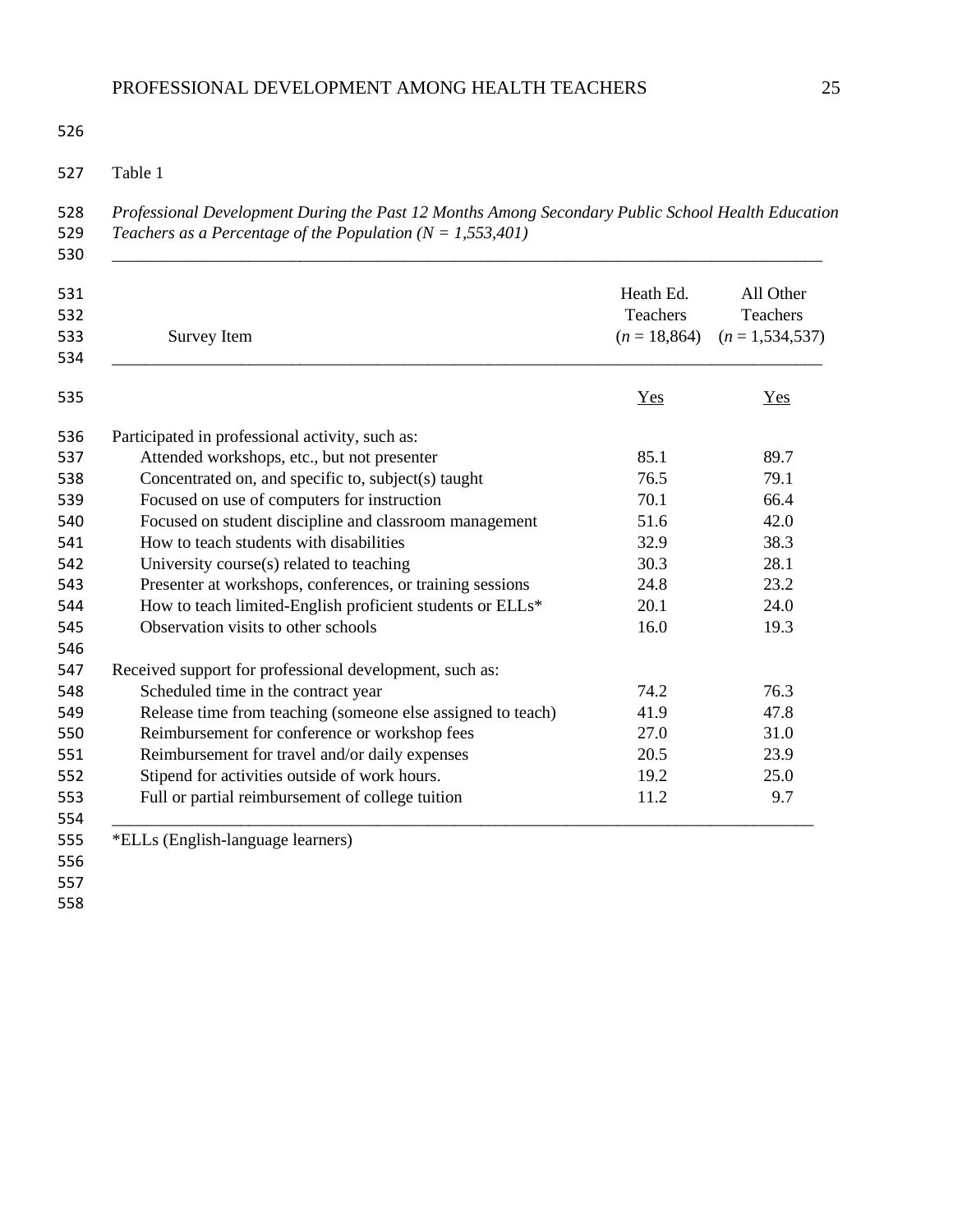Table 1

*Professional Development During the Past 12 Months Among Secondary Public School Health Education Teachers as a Percentage of the Population (N = 1,553,401)*

| Survey Item | Heath Ed. Teachers (*n* = 18,864) | All Other Teachers (*n* = 1,534,537) |
|---|---|---|
| | Yes | Yes |
| Participated in professional activity, such as: | | |
| Attended workshops, etc., but not presenter | 85.1 | 89.7 |
| Concentrated on, and specific to, subject(s) taught | 76.5 | 79.1 |
| Focused on use of computers for instruction | 70.1 | 66.4 |
| Focused on student discipline and classroom management | 51.6 | 42.0 |
| How to teach students with disabilities | 32.9 | 38.3 |
| University course(s) related to teaching | 30.3 | 28.1 |
| Presenter at workshops, conferences, or training sessions | 24.8 | 23.2 |
| How to teach limited-English proficient students or ELLs* | 20.1 | 24.0 |
| Observation visits to other schools | 16.0 | 19.3 |
| Received support for professional development, such as: | | |
| Scheduled time in the contract year | 74.2 | 76.3 |
| Release time from teaching (someone else assigned to teach) | 41.9 | 47.8 |
| Reimbursement for conference or workshop fees | 27.0 | 31.0 |
| Reimbursement for travel and/or daily expenses | 20.5 | 23.9 |
| Stipend for activities outside of work hours. | 19.2 | 25.0 |
| Full or partial reimbursement of college tuition | 11.2 | 9.7 |

*ELLs (English-language learners)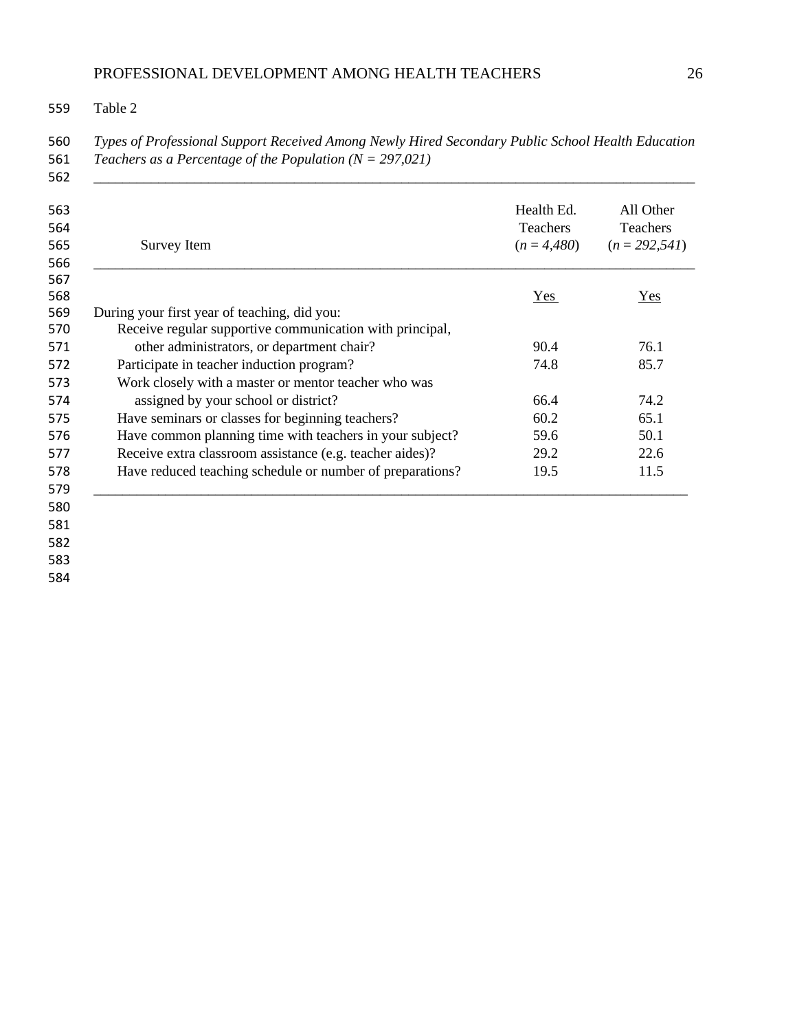Table 2

*Types of Professional Support Received Among Newly Hired Secondary Public School Health Education Teachers as a Percentage of the Population (N = 297,021)*

| Survey Item | Health Ed. Teachers (*n = 4,480*) | All Other Teachers (*n = 292,541*) |
|---|---|---|
| | Yes | Yes |
| During your first year of teaching, did you: | | |
| Receive regular supportive communication with principal, other administrators, or department chair? | 90.4 | 76.1 |
| Participate in teacher induction program? | 74.8 | 85.7 |
| Work closely with a master or mentor teacher who was assigned by your school or district? | 66.4 | 74.2 |
| Have seminars or classes for beginning teachers? | 60.2 | 65.1 |
| Have common planning time with teachers in your subject? | 59.6 | 50.1 |
| Receive extra classroom assistance (e.g. teacher aides)? | 29.2 | 22.6 |
| Have reduced teaching schedule or number of preparations? | 19.5 | 11.5 |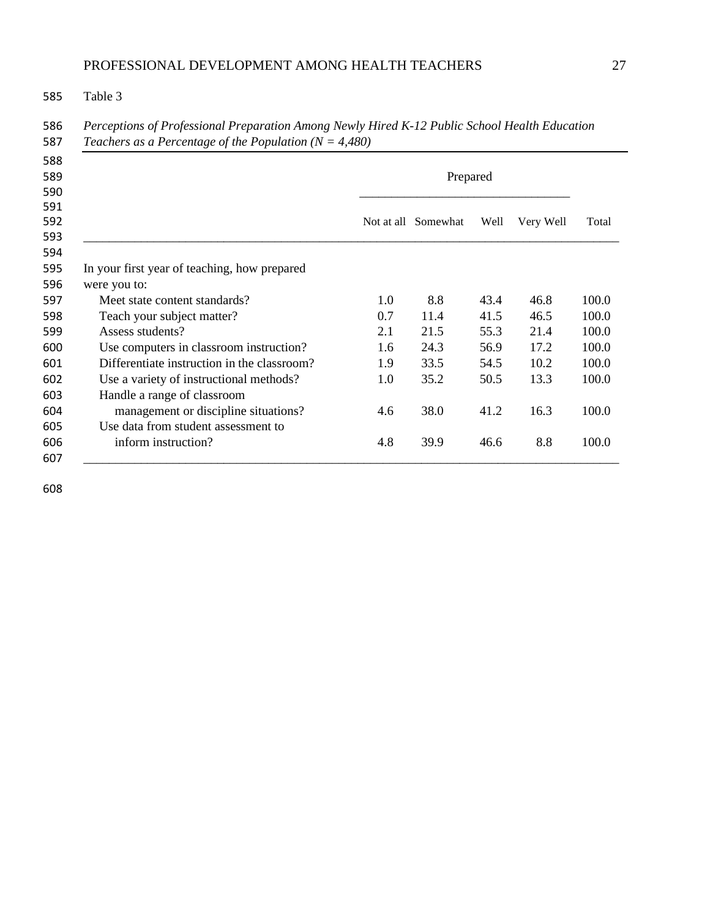Table 3

*Perceptions of Professional Preparation Among Newly Hired K-12 Public School Health Education Teachers as a Percentage of the Population (N = 4,480)*

| | Prepared | | | | |
|---|---|---|---|---|---|
| | Not at all | Somewhat | Well | Very Well | Total |
| In your first year of teaching, how prepared were you to: | | | | | |
| Meet state content standards? | 1.0 | 8.8 | 43.4 | 46.8 | 100.0 |
| Teach your subject matter? | 0.7 | 11.4 | 41.5 | 46.5 | 100.0 |
| Assess students? | 2.1 | 21.5 | 55.3 | 21.4 | 100.0 |
| Use computers in classroom instruction? | 1.6 | 24.3 | 56.9 | 17.2 | 100.0 |
| Differentiate instruction in the classroom? | 1.9 | 33.5 | 54.5 | 10.2 | 100.0 |
| Use a variety of instructional methods? | 1.0 | 35.2 | 50.5 | 13.3 | 100.0 |
| Handle a range of classroom management or discipline situations? | 4.6 | 38.0 | 41.2 | 16.3 | 100.0 |
| Use data from student assessment to inform instruction? | 4.8 | 39.9 | 46.6 | 8.8 | 100.0 |